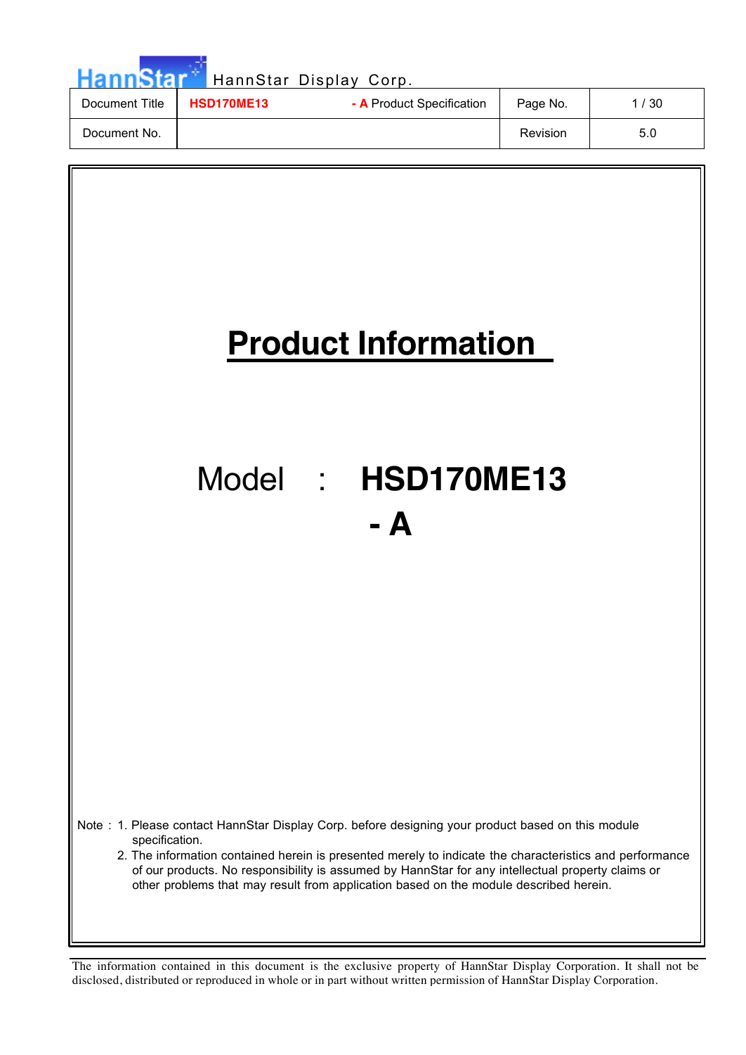# Product Information

Model : **HSD170ME13 - A**

Note : 1. Please contact HannStar Display Corp. before designing your product based on this module specification.

2. The information contained herein is presented merely to indicate the characteristics and performance of our products. No responsibility is assumed by HannStar for any intellectual property claims or other problems that may result from application based on the module described herein.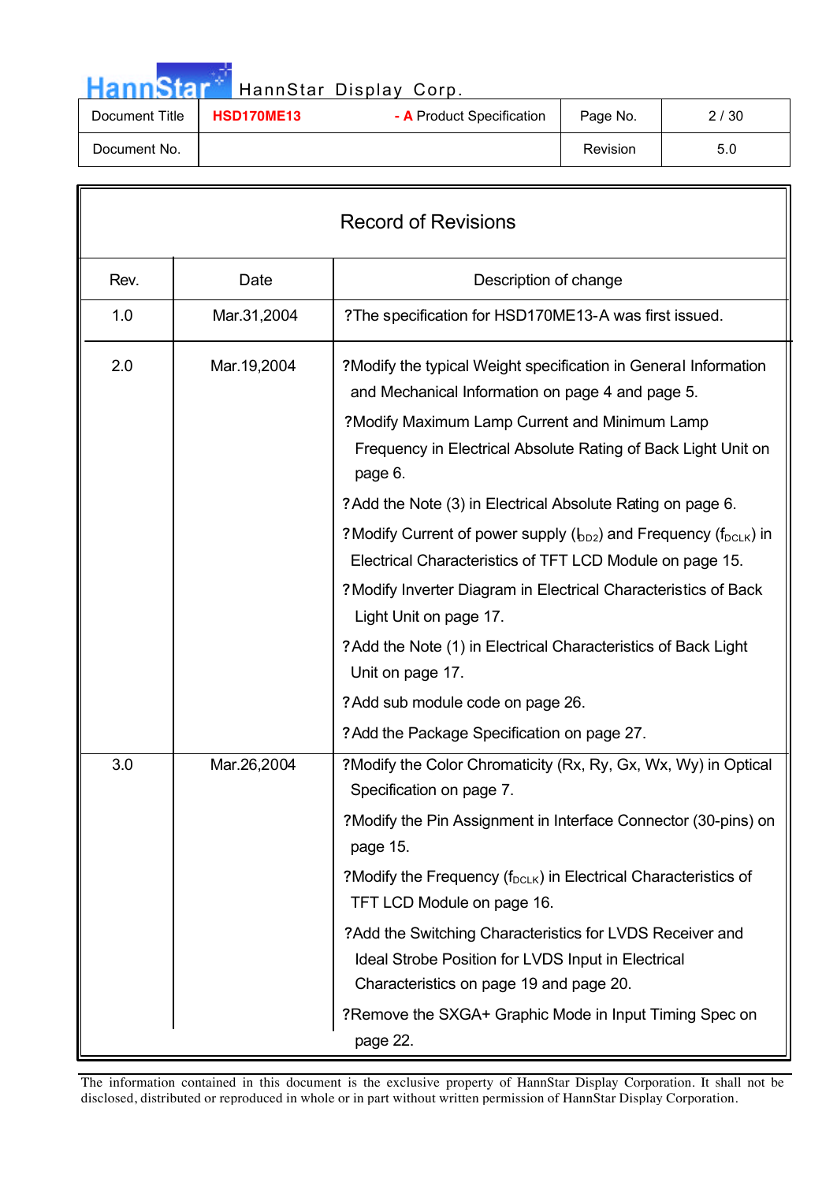| Document Title | HSD170ME13 - A Product Specification | Page No. | 2 / 30 |
|---|---|---|---|
| Document No. | | Revision | 5.0 |

## Record of Revisions

| Rev. | Date | Description of change |
|---|---|---|
| 1.0 | Mar.31,2004 | ?The specification for HSD170ME13-A was first issued. |
| 2.0 | Mar.19,2004 | ?Modify the typical Weight specification in General Information and Mechanical Information on page 4 and page 5.<br>?Modify Maximum Lamp Current and Minimum Lamp Frequency in Electrical Absolute Rating of Back Light Unit on page 6.<br>?Add the Note (3) in Electrical Absolute Rating on page 6.<br>?Modify Current of power supply ($I_{DD2}$) and Frequency ($f_{DCLK}$) in Electrical Characteristics of TFT LCD Module on page 15.<br>?Modify Inverter Diagram in Electrical Characteristics of Back Light Unit on page 17.<br>?Add the Note (1) in Electrical Characteristics of Back Light Unit on page 17.<br>?Add sub module code on page 26.<br>?Add the Package Specification on page 27. |
| 3.0 | Mar.26,2004 | ?Modify the Color Chromaticity (Rx, Ry, Gx, Wx, Wy) in Optical Specification on page 7.<br>?Modify the Pin Assignment in Interface Connector (30-pins) on page 15.<br>?Modify the Frequency ($f_{DCLK}$) in Electrical Characteristics of TFT LCD Module on page 16.<br>?Add the Switching Characteristics for LVDS Receiver and Ideal Strobe Position for LVDS Input in Electrical Characteristics on page 19 and page 20.<br>?Remove the SXGA+ Graphic Mode in Input Timing Spec on page 22. |

The information contained in this document is the exclusive property of HannStar Display Corporation. It shall not be disclosed, distributed or reproduced in whole or in part without written permission of HannStar Display Corporation.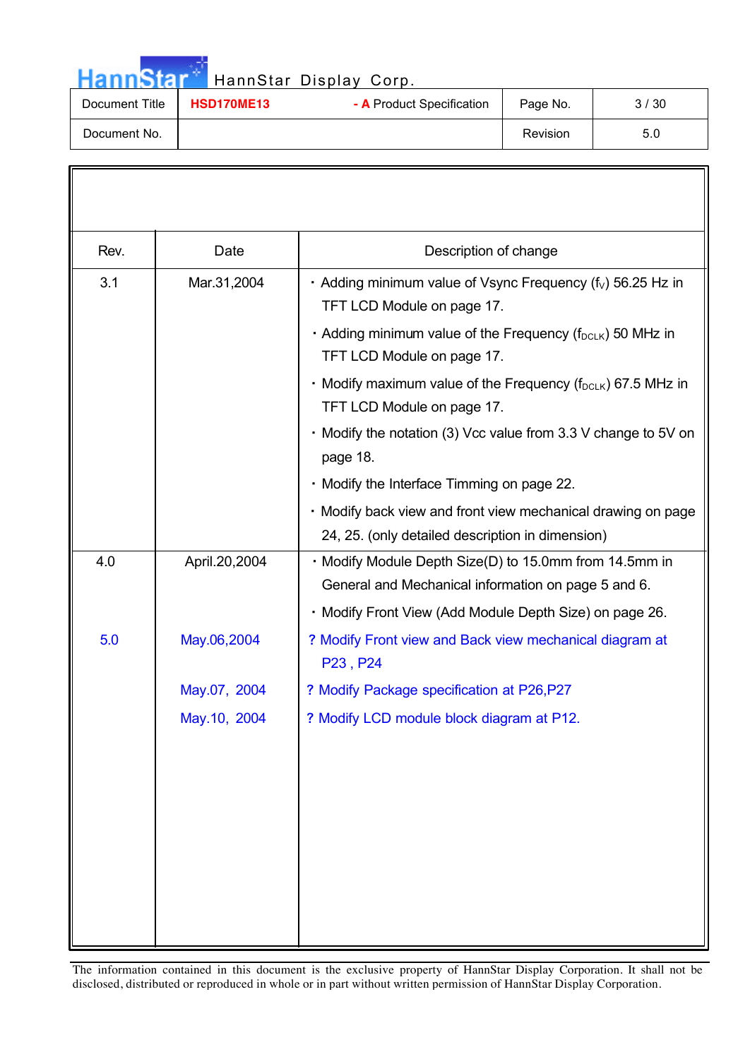| Rev. | Date | Description of change |
| --- | --- | --- |
| 3.1 | Mar.31,2004 | · Adding minimum value of Vsync Frequency ($f_V$) 56.25 Hz in TFT LCD Module on page 17.<br>· Adding minimum value of the Frequency ($f_{DCLK}$) 50 MHz in TFT LCD Module on page 17.<br>· Modify maximum value of the Frequency ($f_{DCLK}$) 67.5 MHz in TFT LCD Module on page 17.<br>· Modify the notation (3) Vcc value from 3.3 V change to 5V on page 18.<br>· Modify the Interface Timming on page 22.<br>· Modify back view and front view mechanical drawing on page 24, 25. (only detailed description in dimension) |
| 4.0 | April.20,2004 | · Modify Module Depth Size(D) to 15.0mm from 14.5mm in General and Mechanical information on page 5 and 6.<br>· Modify Front View (Add Module Depth Size) on page 26. |
| 5.0 | May.06,2004 | ? Modify Front view and Back view mechanical diagram at P23 , P24 |
| | May.07, 2004 | ? Modify Package specification at P26,P27 |
| | May.10, 2004 | ? Modify LCD module block diagram at P12. |

The information contained in this document is the exclusive property of HannStar Display Corporation. It shall not be disclosed, distributed or reproduced in whole or in part without written permission of HannStar Display Corporation.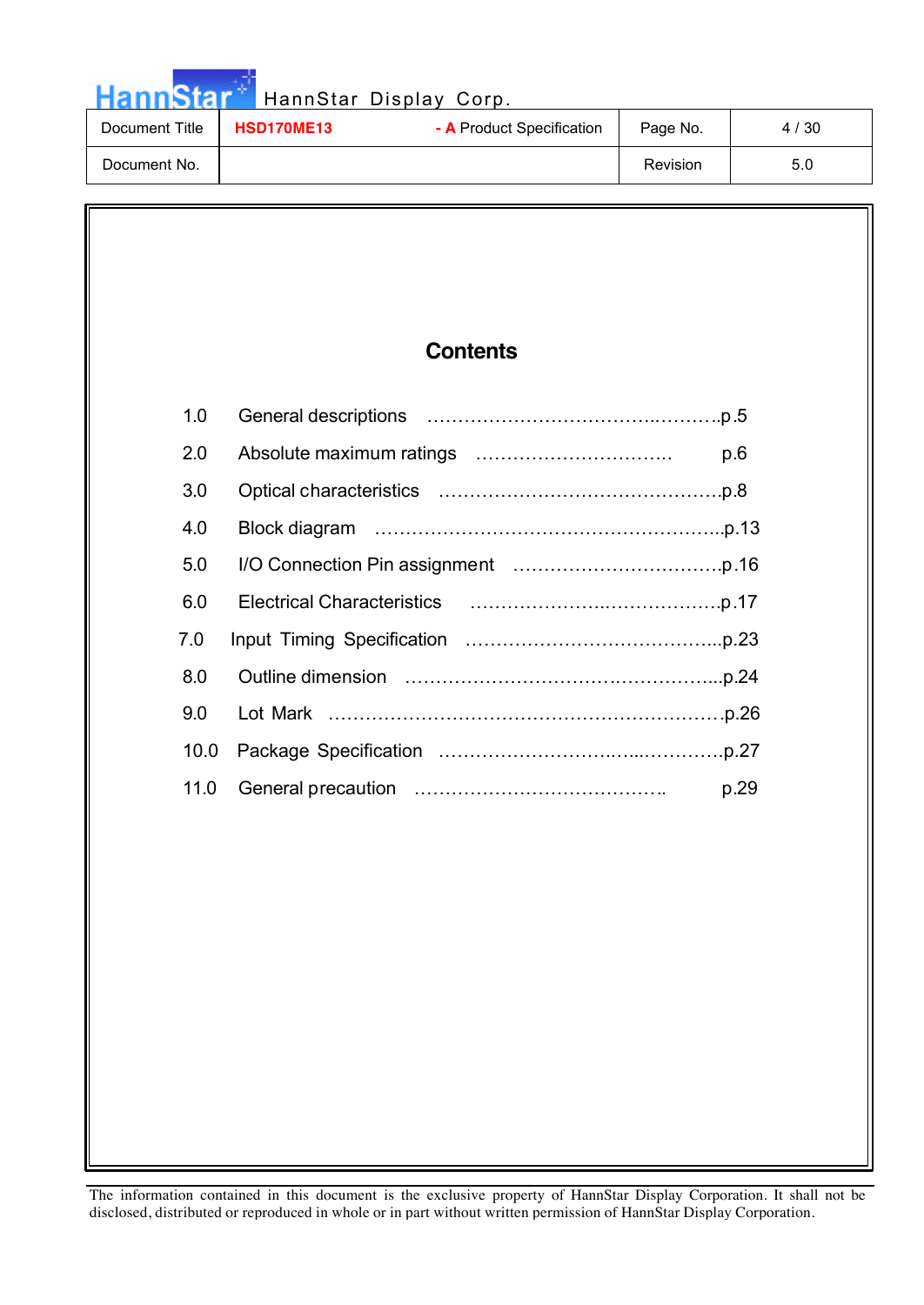# Contents

| | | |
|---|---|---|
| 1.0 | General descriptions | p.5 |
| 2.0 | Absolute maximum ratings | p.6 |
| 3.0 | Optical characteristics | p.8 |
| 4.0 | Block diagram | p.13 |
| 5.0 | I/O Connection Pin assignment | p.16 |
| 6.0 | Electrical Characteristics | p.17 |
| 7.0 | Input Timing Specification | p.23 |
| 8.0 | Outline dimension | p.24 |
| 9.0 | Lot Mark | p.26 |
| 10.0 | Package Specification | p.27 |
| 11.0 | General precaution | p.29 |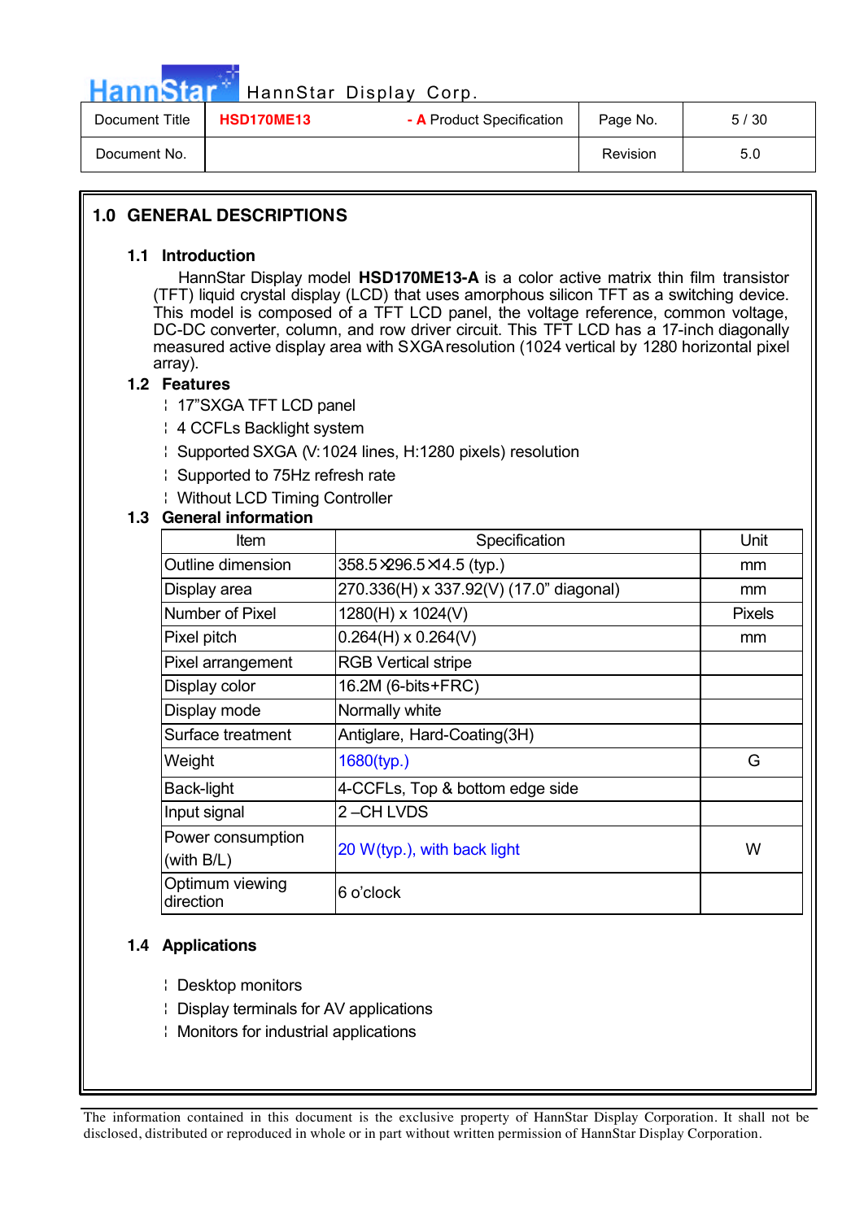# 1.0 GENERAL DESCRIPTIONS

## 1.1 Introduction

HannStar Display model **HSD170ME13-A** is a color active matrix thin film transistor (TFT) liquid crystal display (LCD) that uses amorphous silicon TFT as a switching device. This model is composed of a TFT LCD panel, the voltage reference, common voltage, DC-DC converter, column, and row driver circuit. This TFT LCD has a 17-inch diagonally measured active display area with SXGA resolution (1024 vertical by 1280 horizontal pixel array).

## 1.2 Features

- 17"SXGA TFT LCD panel
- 4 CCFLs Backlight system
- Supported SXGA (V:1024 lines, H:1280 pixels) resolution
- Supported to 75Hz refresh rate
- Without LCD Timing Controller

## 1.3 General information

| Item | Specification | Unit |
|---|---|---|
| Outline dimension | 358.5×296.5×14.5 (typ.) | mm |
| Display area | 270.336(H) x 337.92(V) (17.0" diagonal) | mm |
| Number of Pixel | 1280(H) x 1024(V) | Pixels |
| Pixel pitch | 0.264(H) x 0.264(V) | mm |
| Pixel arrangement | RGB Vertical stripe | |
| Display color | 16.2M (6-bits+FRC) | |
| Display mode | Normally white | |
| Surface treatment | Antiglare, Hard-Coating(3H) | |
| Weight | 1680(typ.) | G |
| Back-light | 4-CCFLs, Top & bottom edge side | |
| Input signal | 2 –CH LVDS | |
| Power consumption (with B/L) | 20 W(typ.), with back light | W |
| Optimum viewing direction | 6 o'clock | |

## 1.4 Applications

- Desktop monitors
- Display terminals for AV applications
- Monitors for industrial applications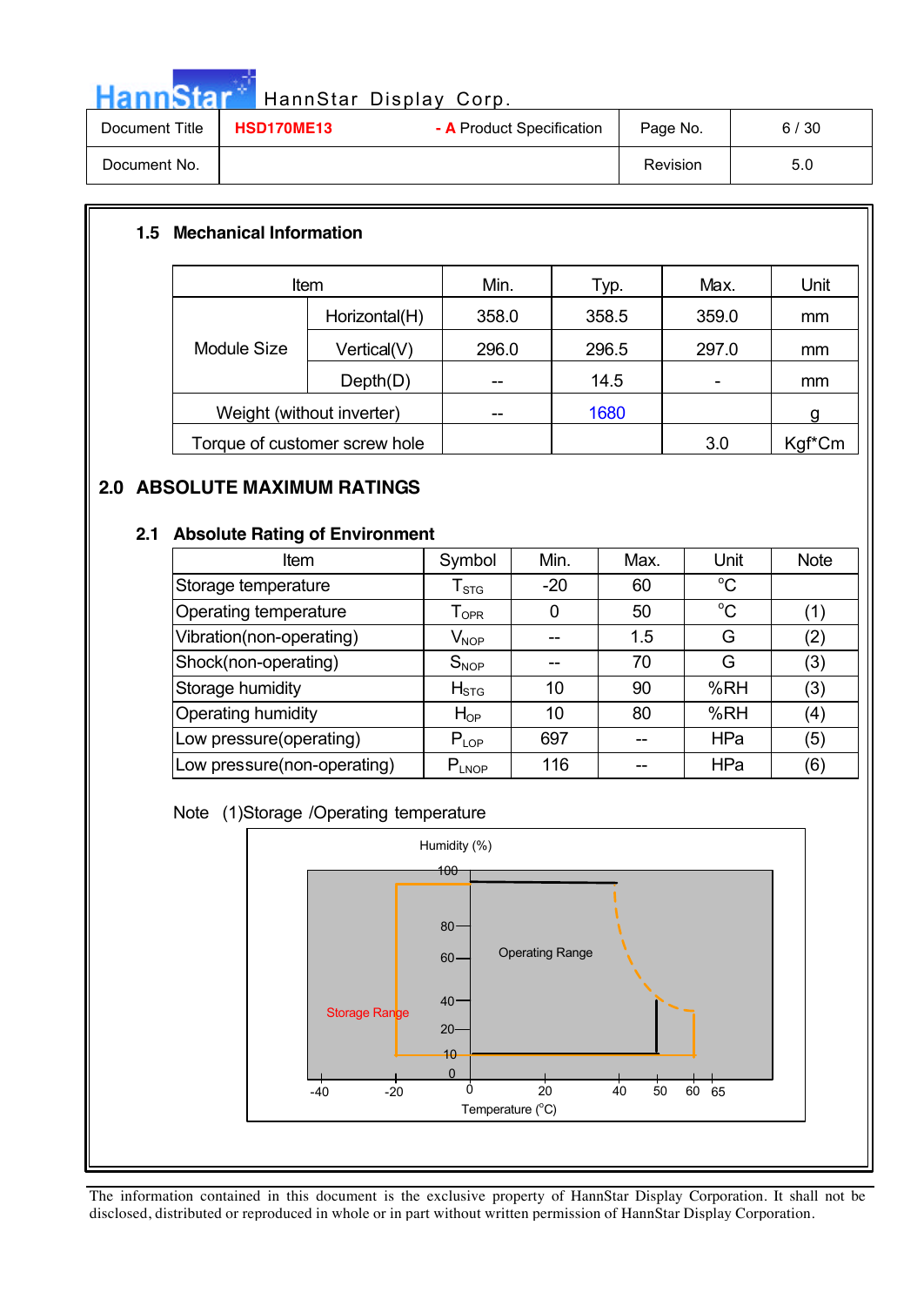## 1.5 Mechanical Information

| Item | | Min. | Typ. | Max. | Unit |
|---|---|---|---|---|---|
| Module Size | Horizontal(H) | 358.0 | 358.5 | 359.0 | mm |
| | Vertical(V) | 296.0 | 296.5 | 297.0 | mm |
| | Depth(D) | -- | 14.5 | - | mm |
| Weight (without inverter) | | -- | 1680 | | g |
| Torque of customer screw hole | | | | 3.0 | Kgf*Cm |

# 2.0 ABSOLUTE MAXIMUM RATINGS

## 2.1 Absolute Rating of Environment

| Item | Symbol | Min. | Max. | Unit | Note |
|---|---|---|---|---|---|
| Storage temperature | $T_{STG}$ | -20 | 60 | °C | |
| Operating temperature | $T_{OPR}$ | 0 | 50 | °C | (1) |
| Vibration(non-operating) | $V_{NOP}$ | -- | 1.5 | G | (2) |
| Shock(non-operating) | $S_{NOP}$ | -- | 70 | G | (3) |
| Storage humidity | $H_{STG}$ | 10 | 90 | %RH | (3) |
| Operating humidity | $H_{OP}$ | 10 | 80 | %RH | (4) |
| Low pressure(operating) | $P_{LOP}$ | 697 | -- | HPa | (5) |
| Low pressure(non-operating) | $P_{LNOP}$ | 116 | -- | HPa | (6) |

Note (1)Storage /Operating temperature

Humidity (%)

100, 80, 60, 40, 20, 10, 0

Operating Range

Storage Range

-40, -20, 0, 20, 40, 50, 60, 65

Temperature (°C)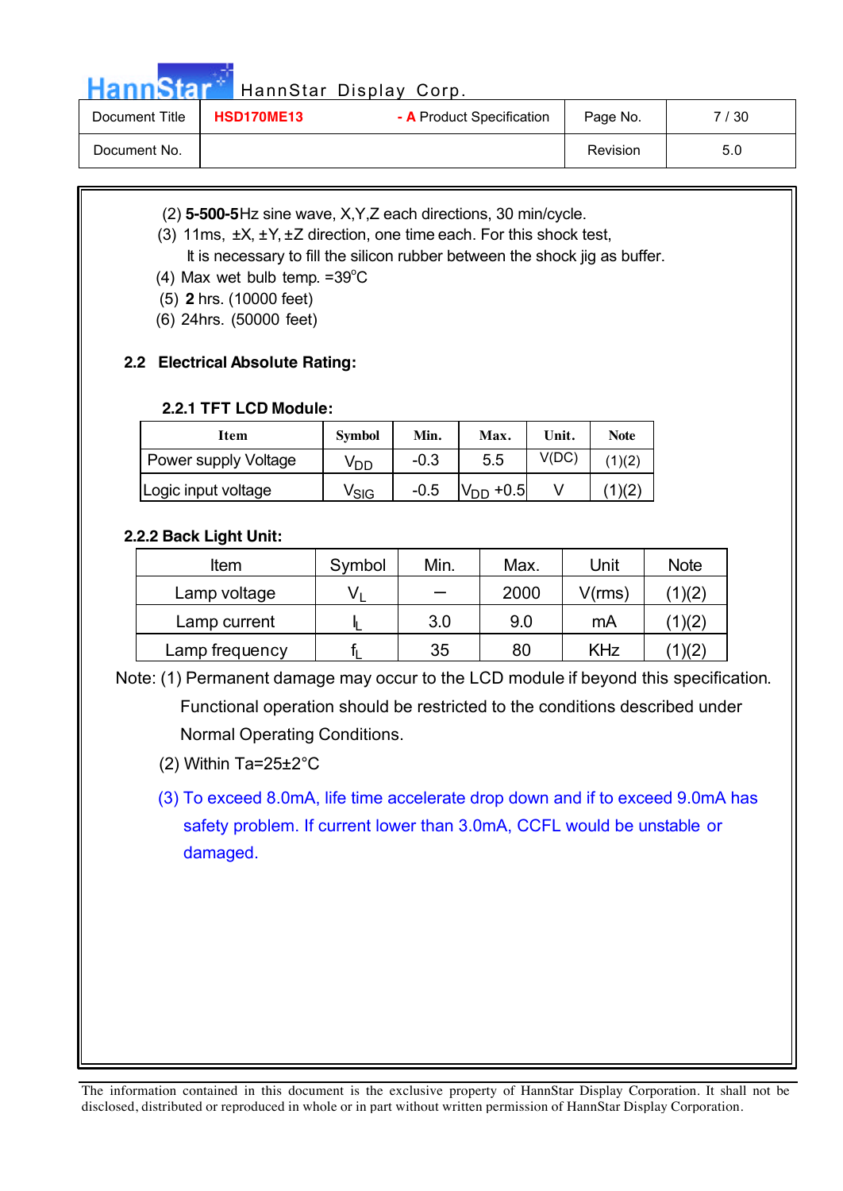(2) **5-500-5**Hz sine wave, X,Y,Z each directions, 30 min/cycle.

(3) 11ms, ±X, ±Y, ±Z direction, one time each. For this shock test, It is necessary to fill the silicon rubber between the shock jig as buffer.

(4) Max wet bulb temp. =39°C

(5) **2** hrs. (10000 feet)

(6) 24hrs. (50000 feet)

## 2.2 Electrical Absolute Rating:

### 2.2.1 TFT LCD Module:

| Item | Symbol | Min. | Max. | Unit. | Note |
|---|---|---|---|---|---|
| Power supply Voltage | $V_{DD}$ | -0.3 | 5.5 | V(DC) | (1)(2) |
| Logic input voltage | $V_{SIG}$ | -0.5 | $V_{DD}$ +0.5 | V | (1)(2) |

### 2.2.2 Back Light Unit:

| Item | Symbol | Min. | Max. | Unit | Note |
|---|---|---|---|---|---|
| Lamp voltage | $V_L$ | — | 2000 | V(rms) | (1)(2) |
| Lamp current | $I_L$ | 3.0 | 9.0 | mA | (1)(2) |
| Lamp frequency | $f_L$ | 35 | 80 | KHz | (1)(2) |

Note: (1) Permanent damage may occur to the LCD module if beyond this specification. Functional operation should be restricted to the conditions described under Normal Operating Conditions.

(2) Within Ta=25±2°C

(3) To exceed 8.0mA, life time accelerate drop down and if to exceed 9.0mA has safety problem. If current lower than 3.0mA, CCFL would be unstable or damaged.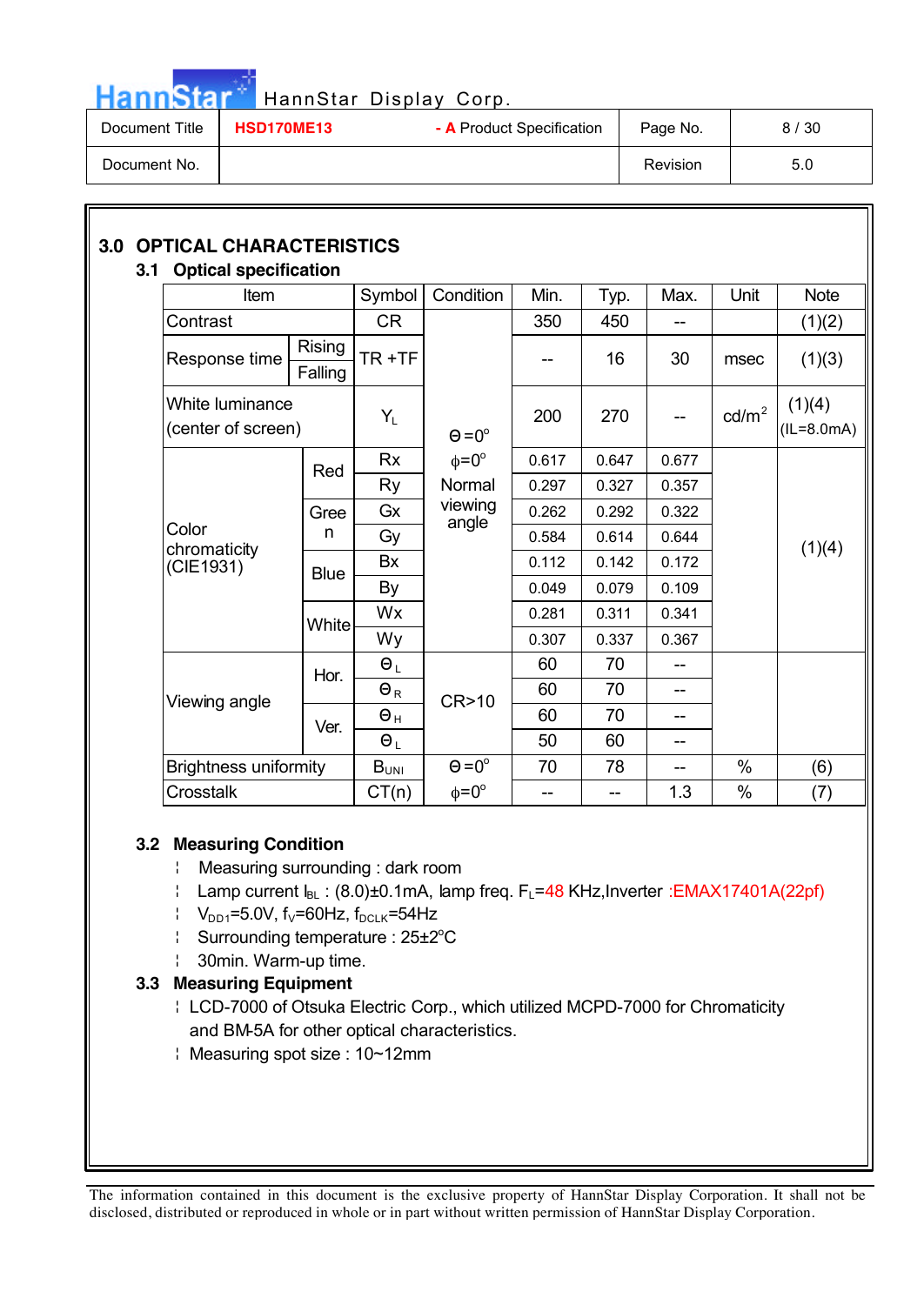## 3.0 OPTICAL CHARACTERISTICS

### 3.1 Optical specification

| Item | | Symbol | Condition | Min. | Typ. | Max. | Unit | Note |
|---|---|---|---|---|---|---|---|---|
| Contrast | | CR | Θ=0°<br>ϕ=0°<br>Normal viewing angle | 350 | 450 | -- | | (1)(2) |
| Response time | Rising<br>Falling | TR +TF | | -- | 16 | 30 | msec | (1)(3) |
| White luminance (center of screen) | | $Y_L$ | | 200 | 270 | -- | cd/m² | (1)(4) (IL=8.0mA) |
| Color chromaticity (CIE1931) | Red | Rx | | 0.617 | 0.647 | 0.677 | | (1)(4) |
| | | Ry | | 0.297 | 0.327 | 0.357 | | |
| | Green | Gx | | 0.262 | 0.292 | 0.322 | | |
| | | Gy | | 0.584 | 0.614 | 0.644 | | |
| | Blue | Bx | | 0.112 | 0.142 | 0.172 | | |
| | | By | | 0.049 | 0.079 | 0.109 | | |
| | White | Wx | | 0.281 | 0.311 | 0.341 | | |
| | | Wy | | 0.307 | 0.337 | 0.367 | | |
| Viewing angle | Hor. | $\Theta_L$ | CR>10 | 60 | 70 | -- | | |
| | | $\Theta_R$ | | 60 | 70 | -- | | |
| | Ver. | $\Theta_H$ | | 60 | 70 | -- | | |
| | | $\Theta_L$ | | 50 | 60 | -- | | |
| Brightness uniformity | | $B_{UNI}$ | Θ=0° | 70 | 78 | -- | % | (6) |
| Crosstalk | | CT(n) | ϕ=0° | -- | -- | 1.3 | % | (7) |

### 3.2 Measuring Condition

- Measuring surrounding : dark room
- Lamp current $I_{BL}$ : (8.0)±0.1mA, lamp freq. $F_L$=48 KHz,Inverter :EMAX17401A(22pf)
- $V_{DD1}$=5.0V, $f_V$=60Hz, $f_{DCLK}$=54Hz
- Surrounding temperature : 25±2°C
- 30min. Warm-up time.

### 3.3 Measuring Equipment

- LCD-7000 of Otsuka Electric Corp., which utilized MCPD-7000 for Chromaticity and BM-5A for other optical characteristics.
- Measuring spot size : 10~12mm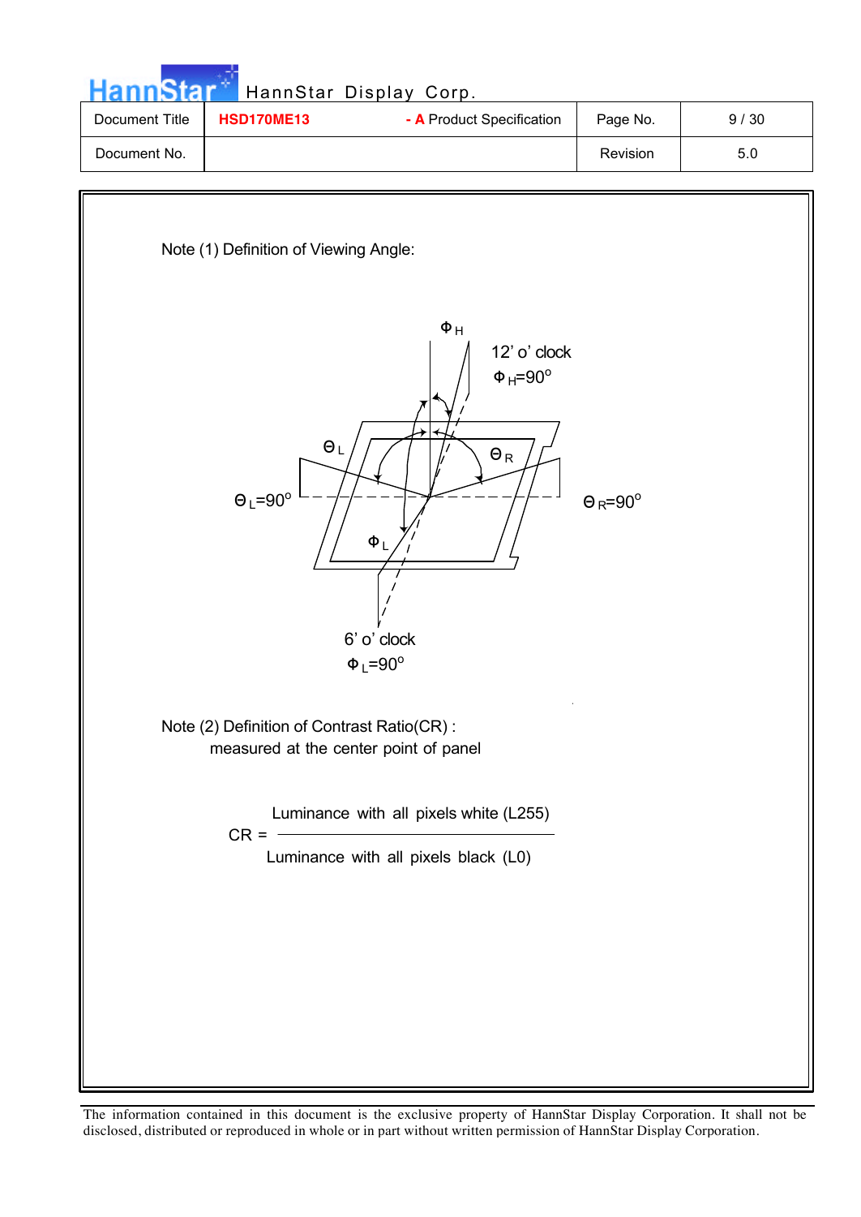Note (1) Definition of Viewing Angle:

$\Phi_H$

12' o' clock

$\Phi_H=90^o$

$\Theta_L$

$\Theta_R$

$\Theta_L=90^o$

$\Theta_R=90^o$

$\Phi_L$

6' o' clock

$\Phi_L=90^o$

Note (2) Definition of Contrast Ratio(CR) :
measured at the center point of panel

$$CR = \frac{\text{Luminance with all pixels white (L255)}}{\text{Luminance with all pixels black (L0)}}$$

The information contained in this document is the exclusive property of HannStar Display Corporation. It shall not be disclosed, distributed or reproduced in whole or in part without written permission of HannStar Display Corporation.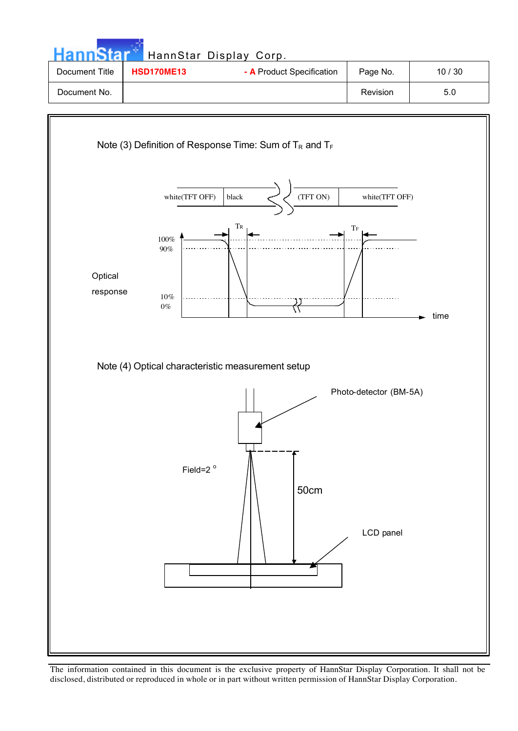Note (3) Definition of Response Time: Sum of $T_R$ and $T_F$

white(TFT OFF) | black | (TFT ON) | white(TFT OFF)

$T_R$ $T_F$

100%
90%

Optical response

10%
0%

time

Note (4) Optical characteristic measurement setup

Photo-detector (BM-5A)

Field=2 °

50cm

LCD panel

The information contained in this document is the exclusive property of HannStar Display Corporation. It shall not be disclosed, distributed or reproduced in whole or in part without written permission of HannStar Display Corporation.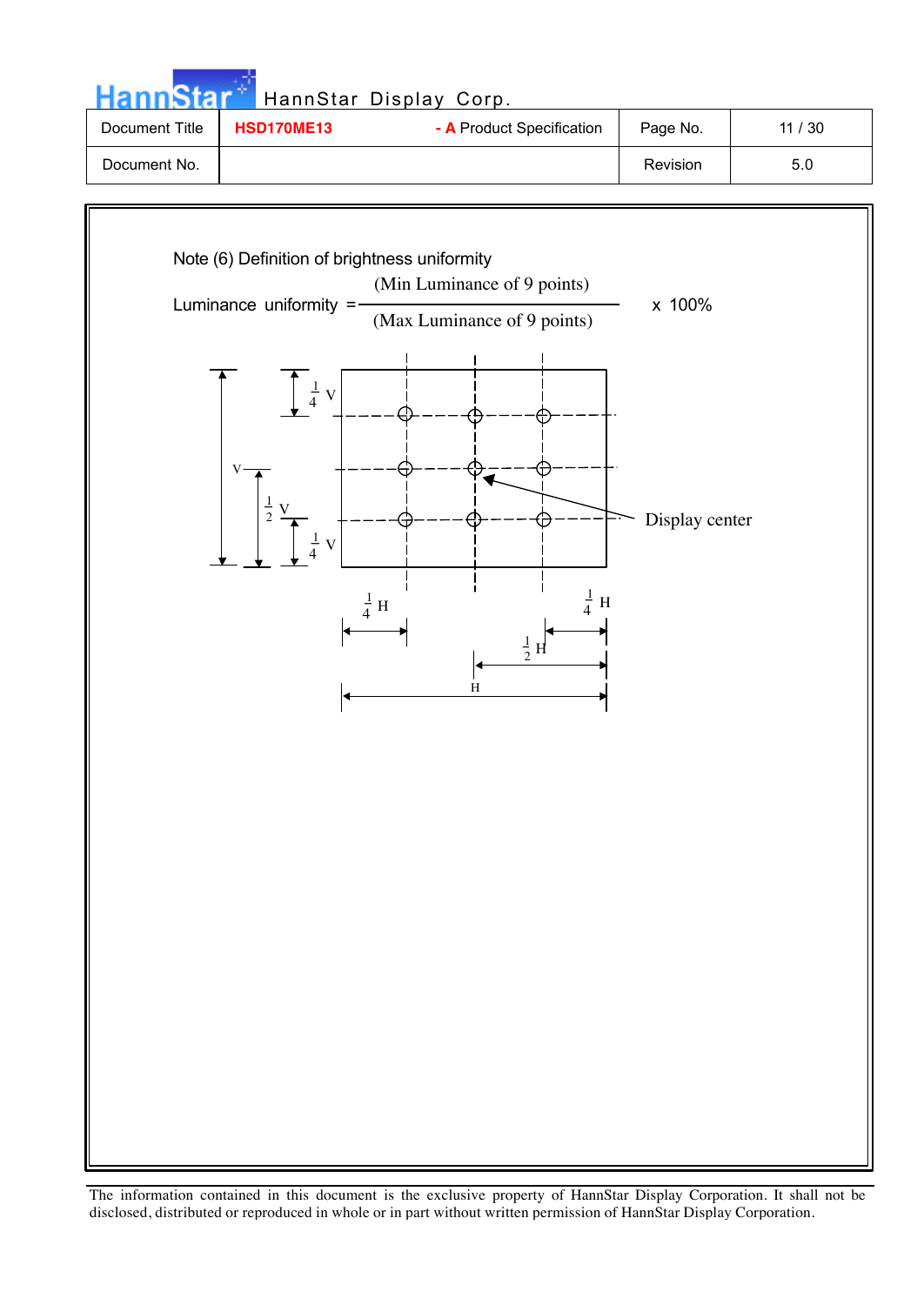Note (6) Definition of brightness uniformity

$$\text{Luminance uniformity} = \frac{\text{(Min Luminance of 9 points)}}{\text{(Max Luminance of 9 points)}} \times 100\%$$

Display center

$\frac{1}{4}$ V

V

$\frac{1}{2}$ V

$\frac{1}{4}$ V

$\frac{1}{4}$ H

$\frac{1}{4}$ H

$\frac{1}{2}$ H

H

The information contained in this document is the exclusive property of HannStar Display Corporation. It shall not be disclosed, distributed or reproduced in whole or in part without written permission of HannStar Display Corporation.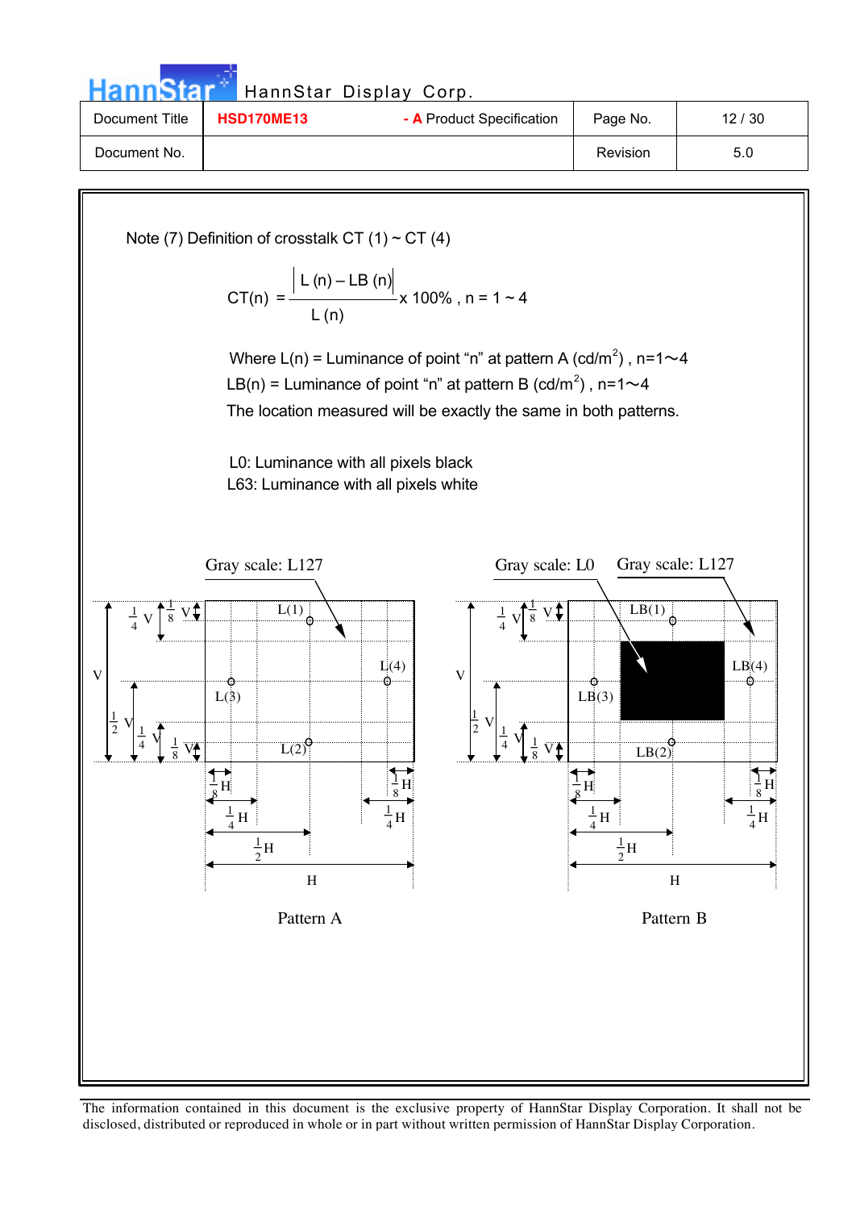Note (7) Definition of crosstalk CT (1) ~ CT (4)

$$CT(n) = \frac{|L(n) - LB(n)|}{L(n)} \times 100\%, \quad n = 1 \sim 4$$

Where L(n) = Luminance of point "n" at pattern A (cd/m$^2$) , n=1～4

LB(n) = Luminance of point "n" at pattern B (cd/m$^2$) , n=1～4

The location measured will be exactly the same in both patterns.

L0: Luminance with all pixels black

L63: Luminance with all pixels white

Gray scale: L127

L(1) L(4) L(3) L(2)

$\frac{1}{4}$ V $\frac{1}{8}$ V V $\frac{1}{2}$ V $\frac{1}{4}$ V $\frac{1}{8}$ V

$\frac{1}{8}$ H $\frac{1}{4}$ H $\frac{1}{2}$ H H $\frac{1}{8}$ H $\frac{1}{4}$ H

Pattern A

Gray scale: L0 Gray scale: L127

LB(1) LB(4) LB(3) LB(2)

$\frac{1}{4}$ V $\frac{1}{8}$ V V $\frac{1}{2}$ V $\frac{1}{4}$ V $\frac{1}{8}$ V

$\frac{1}{8}$ H $\frac{1}{4}$ H $\frac{1}{2}$ H H $\frac{1}{8}$ H $\frac{1}{4}$ H

Pattern B

The information contained in this document is the exclusive property of HannStar Display Corporation. It shall not be disclosed, distributed or reproduced in whole or in part without written permission of HannStar Display Corporation.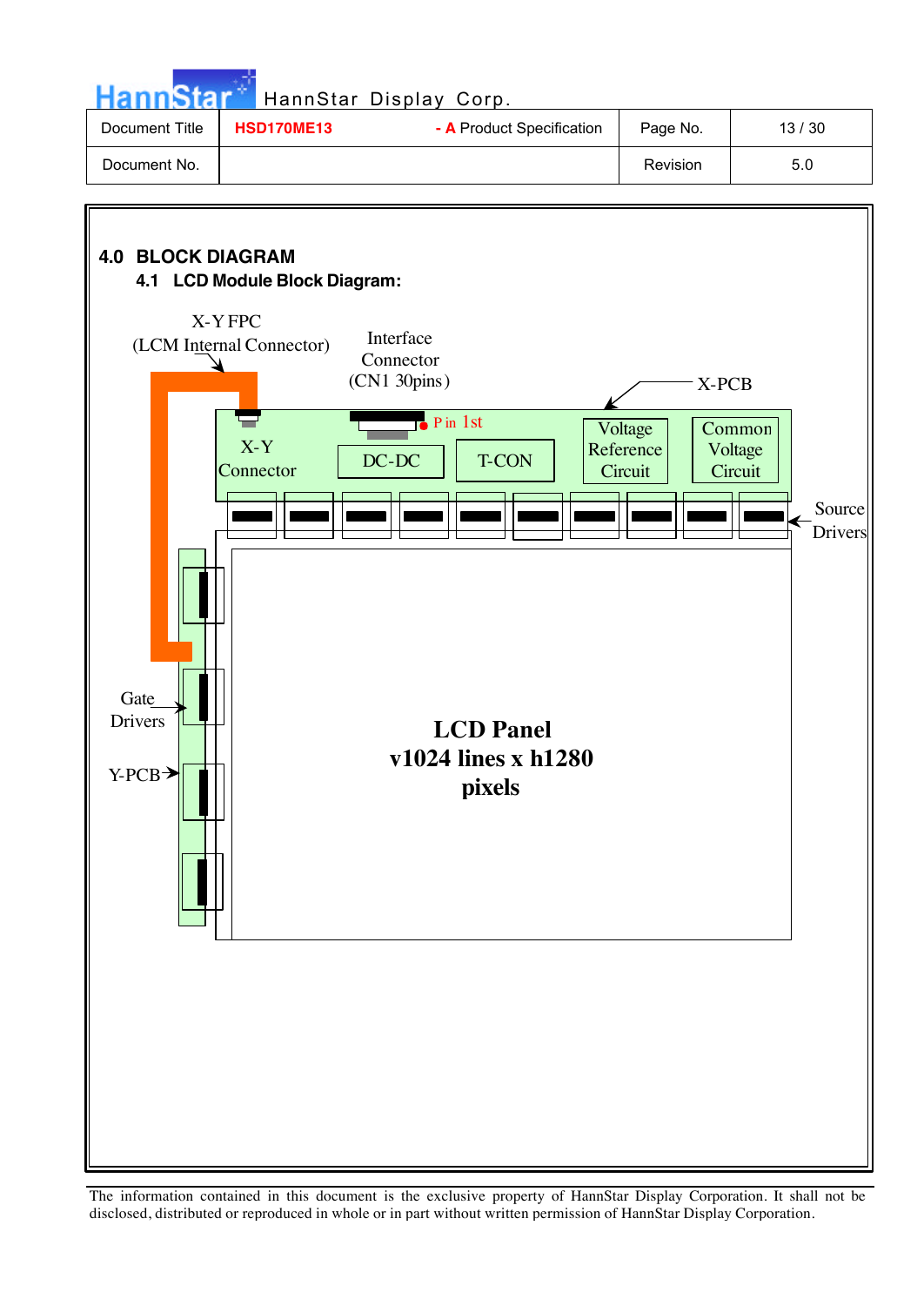## 4.0 BLOCK DIAGRAM

### 4.1 LCD Module Block Diagram:

X-Y FPC
(LCM Internal Connector)

Interface
Connector
(CN1 30pins)

X-PCB

Pin 1st

X-Y
Connector

DC-DC

T-CON

Voltage
Reference
Circuit

Common
Voltage
Circuit

Source
Drivers

Gate
Drivers

Y-PCB

**LCD Panel**
**v1024 lines x h1280**
**pixels**

The information contained in this document is the exclusive property of HannStar Display Corporation. It shall not be disclosed, distributed or reproduced in whole or in part without written permission of HannStar Display Corporation.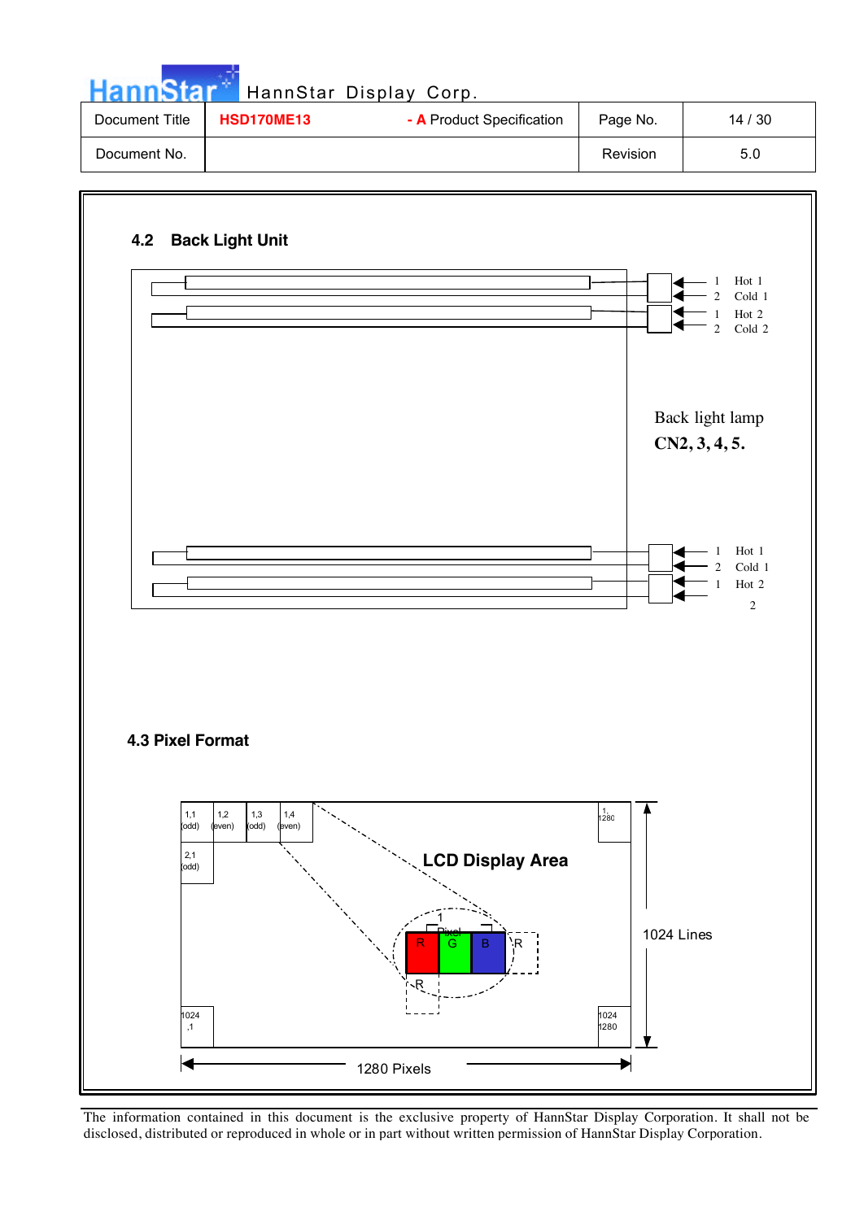## 4.2 Back Light Unit

1 Hot 1
2 Cold 1
1 Hot 2
2 Cold 2

Back light lamp
**CN2, 3, 4, 5.**

1 Hot 1
2 Cold 1
1 Hot 2
2

## 4.3 Pixel Format

1,1 (odd) | 1,2 (even) | 1,3 (odd) | 1,4 (even) | 1, 1280

2,1 (odd)

**LCD Display Area**

1 Pixel

R G B R

R

1024 ,1

1024 1280

1024 Lines

1280 Pixels

The information contained in this document is the exclusive property of HannStar Display Corporation. It shall not be disclosed, distributed or reproduced in whole or in part without written permission of HannStar Display Corporation.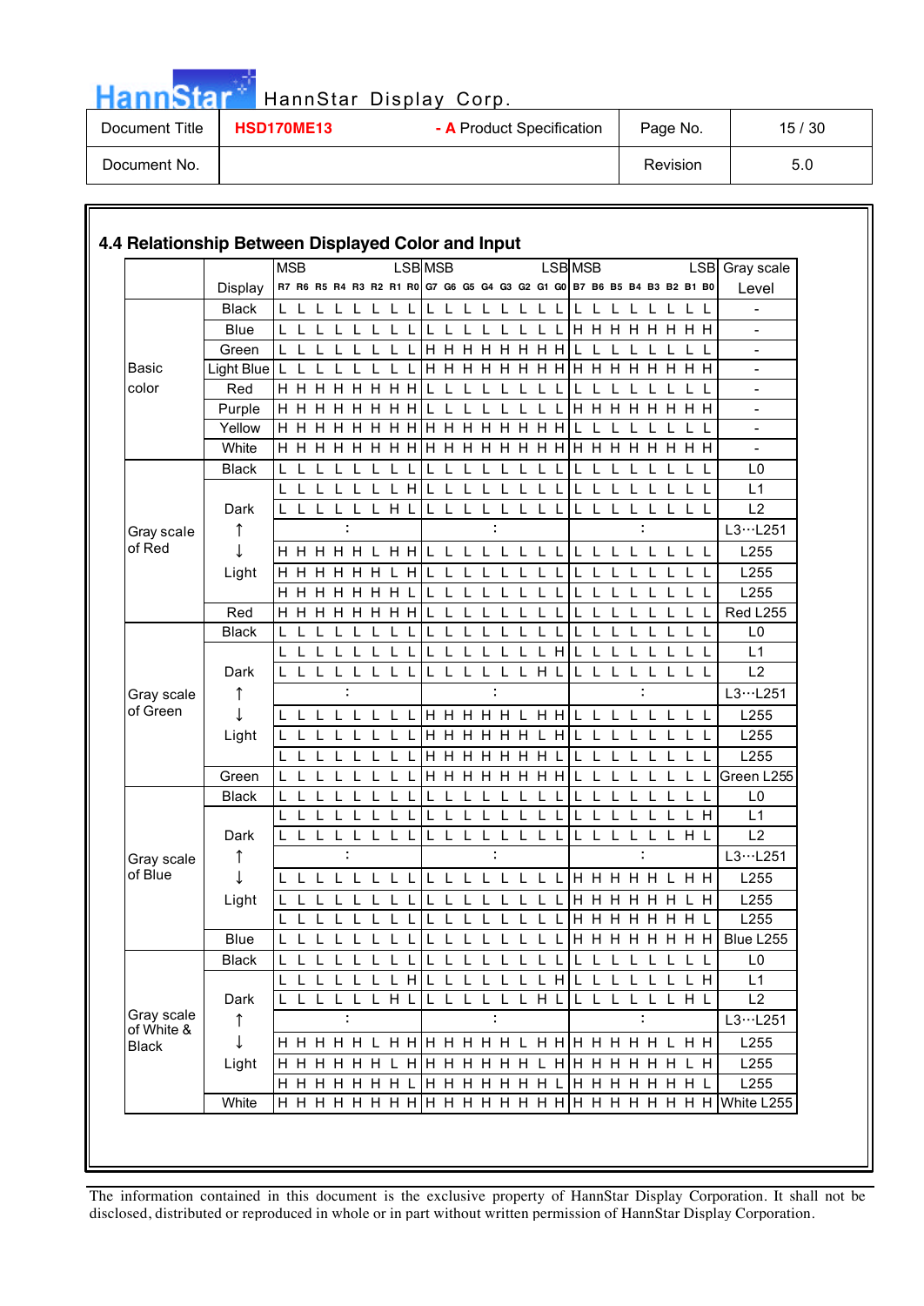### 4.4 Relationship Between Displayed Color and Input

| | | MSB | | | | | | | LSB | MSB | | | | | | | LSB | MSB | | | | | | | LSB | Gray scale |
|---|---|---|---|---|---|---|---|---|---|---|---|---|---|---|---|---|---|---|---|---|---|---|---|---|---|---|
| | Display | R7 | R6 | R5 | R4 | R3 | R2 | R1 | R0 | G7 | G6 | G5 | G4 | G3 | G2 | G1 | G0 | B7 | B6 | B5 | B4 | B3 | B2 | B1 | B0 | Level |
| Basic color | Black | L | L | L | L | L | L | L | L | L | L | L | L | L | L | L | L | L | L | L | L | L | L | L | L | - |
| | Blue | L | L | L | L | L | L | L | L | L | L | L | L | L | L | L | L | H | H | H | H | H | H | H | H | - |
| | Green | L | L | L | L | L | L | L | L | H | H | H | H | H | H | H | H | L | L | L | L | L | L | L | L | - |
| | Light Blue | L | L | L | L | L | L | L | L | H | H | H | H | H | H | H | H | H | H | H | H | H | H | H | H | - |
| | Red | H | H | H | H | H | H | H | H | L | L | L | L | L | L | L | L | L | L | L | L | L | L | L | L | - |
| | Purple | H | H | H | H | H | H | H | H | L | L | L | L | L | L | L | L | H | H | H | H | H | H | H | H | - |
| | Yellow | H | H | H | H | H | H | H | H | H | H | H | H | H | H | H | H | L | L | L | L | L | L | L | L | - |
| | White | H | H | H | H | H | H | H | H | H | H | H | H | H | H | H | H | H | H | H | H | H | H | H | H | - |
| Gray scale of Red | Black | L | L | L | L | L | L | L | L | L | L | L | L | L | L | L | L | L | L | L | L | L | L | L | L | L0 |
| | | L | L | L | L | L | L | L | H | L | L | L | L | L | L | L | L | L | L | L | L | L | L | L | L | L1 |
| | Dark | L | L | L | L | L | L | H | L | L | L | L | L | L | L | L | L | L | L | L | L | L | L | L | L | L2 |
| | ↑ | | | | : | | | | | | | | : | | | | | | | | : | | | | | L3…L251 |
| | ↓ | H | H | H | H | H | L | H | H | L | L | L | L | L | L | L | L | L | L | L | L | L | L | L | L | L255 |
| | Light | H | H | H | H | H | H | L | H | L | L | L | L | L | L | L | L | L | L | L | L | L | L | L | L | L255 |
| | | H | H | H | H | H | H | H | L | L | L | L | L | L | L | L | L | L | L | L | L | L | L | L | L | L255 |
| | Red | H | H | H | H | H | H | H | H | L | L | L | L | L | L | L | L | L | L | L | L | L | L | L | L | Red L255 |
| Gray scale of Green | Black | L | L | L | L | L | L | L | L | L | L | L | L | L | L | L | L | L | L | L | L | L | L | L | L | L0 |
| | | L | L | L | L | L | L | L | L | L | L | L | L | L | L | L | H | L | L | L | L | L | L | L | L | L1 |
| | Dark | L | L | L | L | L | L | L | L | L | L | L | L | L | L | H | L | L | L | L | L | L | L | L | L | L2 |
| | ↑ | | | | : | | | | | | | | : | | | | | | | | : | | | | | L3…L251 |
| | ↓ | L | L | L | L | L | L | L | L | H | H | H | H | H | L | H | H | L | L | L | L | L | L | L | L | L255 |
| | Light | L | L | L | L | L | L | L | L | H | H | H | H | H | H | L | H | L | L | L | L | L | L | L | L | L255 |
| | | L | L | L | L | L | L | L | L | H | H | H | H | H | H | H | L | L | L | L | L | L | L | L | L | L255 |
| | Green | L | L | L | L | L | L | L | L | H | H | H | H | H | H | H | H | L | L | L | L | L | L | L | L | Green L255 |
| Gray scale of Blue | Black | L | L | L | L | L | L | L | L | L | L | L | L | L | L | L | L | L | L | L | L | L | L | L | L | L0 |
| | | L | L | L | L | L | L | L | L | L | L | L | L | L | L | L | L | L | L | L | L | L | L | L | H | L1 |
| | Dark | L | L | L | L | L | L | L | L | L | L | L | L | L | L | L | L | L | L | L | L | L | L | H | L | L2 |
| | ↑ | | | | : | | | | | | | | : | | | | | | | | : | | | | | L3…L251 |
| | ↓ | L | L | L | L | L | L | L | L | L | L | L | L | L | L | L | L | H | H | H | H | H | L | H | H | L255 |
| | Light | L | L | L | L | L | L | L | L | L | L | L | L | L | L | L | L | H | H | H | H | H | H | L | H | L255 |
| | | L | L | L | L | L | L | L | L | L | L | L | L | L | L | L | L | H | H | H | H | H | H | H | L | L255 |
| | Blue | L | L | L | L | L | L | L | L | L | L | L | L | L | L | L | L | H | H | H | H | H | H | H | H | Blue L255 |
| Gray scale of White & Black | Black | L | L | L | L | L | L | L | L | L | L | L | L | L | L | L | L | L | L | L | L | L | L | L | L | L0 |
| | | L | L | L | L | L | L | L | H | L | L | L | L | L | L | L | H | L | L | L | L | L | L | L | H | L1 |
| | Dark | L | L | L | L | L | L | H | L | L | L | L | L | L | L | H | L | L | L | L | L | L | L | H | L | L2 |
| | ↑ | | | | : | | | | | | | | : | | | | | | | | : | | | | | L3…L251 |
| | ↓ | H | H | H | H | H | L | H | H | H | H | H | H | H | L | H | H | H | H | H | H | H | L | H | H | L255 |
| | Light | H | H | H | H | H | H | L | H | H | H | H | H | H | H | L | H | H | H | H | H | H | H | L | H | L255 |
| | | H | H | H | H | H | H | H | L | H | H | H | H | H | H | H | L | H | H | H | H | H | H | H | L | L255 |
| | White | H | H | H | H | H | H | H | H | H | H | H | H | H | H | H | H | H | H | H | H | H | H | H | H | White L255 |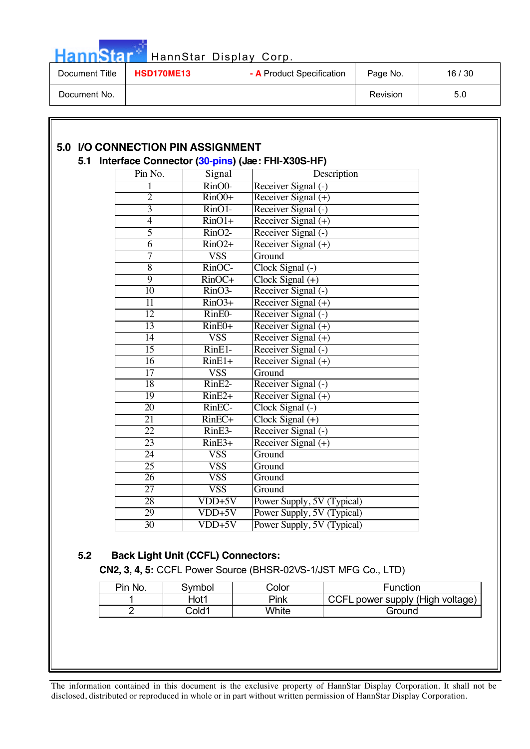## 5.0 I/O CONNECTION PIN ASSIGNMENT

### 5.1 Interface Connector (30-pins) (Jae: FHI-X30S-HF)

| Pin No. | Signal | Description |
|---|---|---|
| 1 | RinO0- | Receiver Signal (-) |
| 2 | RinO0+ | Receiver Signal (+) |
| 3 | RinO1- | Receiver Signal (-) |
| 4 | RinO1+ | Receiver Signal (+) |
| 5 | RinO2- | Receiver Signal (-) |
| 6 | RinO2+ | Receiver Signal (+) |
| 7 | VSS | Ground |
| 8 | RinOC- | Clock Signal (-) |
| 9 | RinOC+ | Clock Signal (+) |
| 10 | RinO3- | Receiver Signal (-) |
| 11 | RinO3+ | Receiver Signal (+) |
| 12 | RinE0- | Receiver Signal (-) |
| 13 | RinE0+ | Receiver Signal (+) |
| 14 | VSS | Receiver Signal (+) |
| 15 | RinE1- | Receiver Signal (-) |
| 16 | RinE1+ | Receiver Signal (+) |
| 17 | VSS | Ground |
| 18 | RinE2- | Receiver Signal (-) |
| 19 | RinE2+ | Receiver Signal (+) |
| 20 | RinEC- | Clock Signal (-) |
| 21 | RinEC+ | Clock Signal (+) |
| 22 | RinE3- | Receiver Signal (-) |
| 23 | RinE3+ | Receiver Signal (+) |
| 24 | VSS | Ground |
| 25 | VSS | Ground |
| 26 | VSS | Ground |
| 27 | VSS | Ground |
| 28 | VDD+5V | Power Supply, 5V (Typical) |
| 29 | VDD+5V | Power Supply, 5V (Typical) |
| 30 | VDD+5V | Power Supply, 5V (Typical) |

### 5.2 Back Light Unit (CCFL) Connectors:

**CN2, 3, 4, 5:** CCFL Power Source (BHSR-02VS-1/JST MFG Co., LTD)

| Pin No. | Symbol | Color | Function |
|---|---|---|---|
| 1 | Hot1 | Pink | CCFL power supply (High voltage) |
| 2 | Cold1 | White | Ground |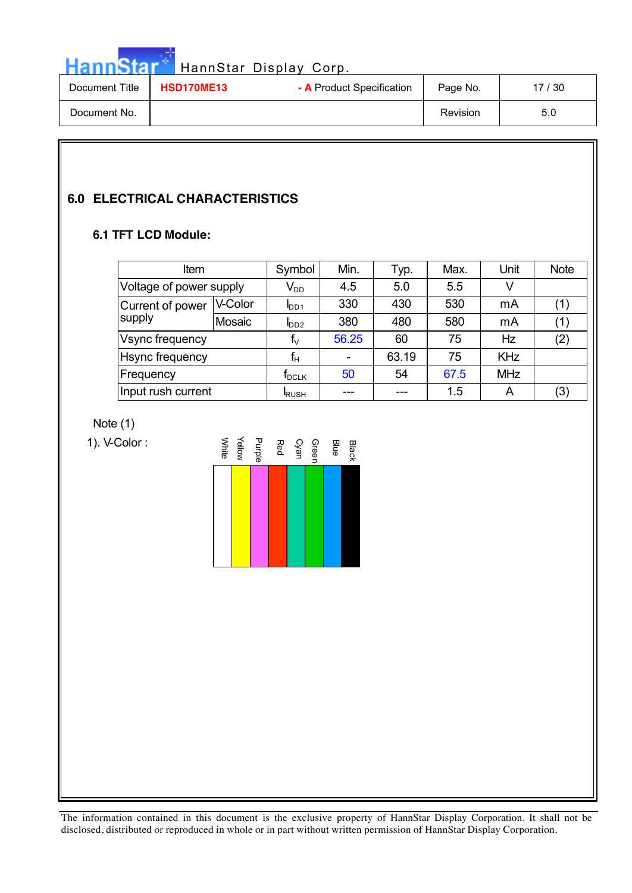## 6.0 ELECTRICAL CHARACTERISTICS

### 6.1 TFT LCD Module:

| Item | | Symbol | Min. | Typ. | Max. | Unit | Note |
|---|---|---|---|---|---|---|---|
| Voltage of power supply | | $V_{DD}$ | 4.5 | 5.0 | 5.5 | V | |
| Current of power supply | V-Color | $I_{DD1}$ | 330 | 430 | 530 | mA | (1) |
| | Mosaic | $I_{DD2}$ | 380 | 480 | 580 | mA | (1) |
| Vsync frequency | | $f_V$ | 56.25 | 60 | 75 | Hz | (2) |
| Hsync frequency | | $f_H$ | - | 63.19 | 75 | KHz | |
| Frequency | | $f_{DCLK}$ | 50 | 54 | 67.5 | MHz | |
| Input rush current | | $I_{RUSH}$ | --- | --- | 1.5 | A | (3) |

Note (1)

1). V-Color :

White, Yellow, Purple, Red, Cyan, Green, Blue, Black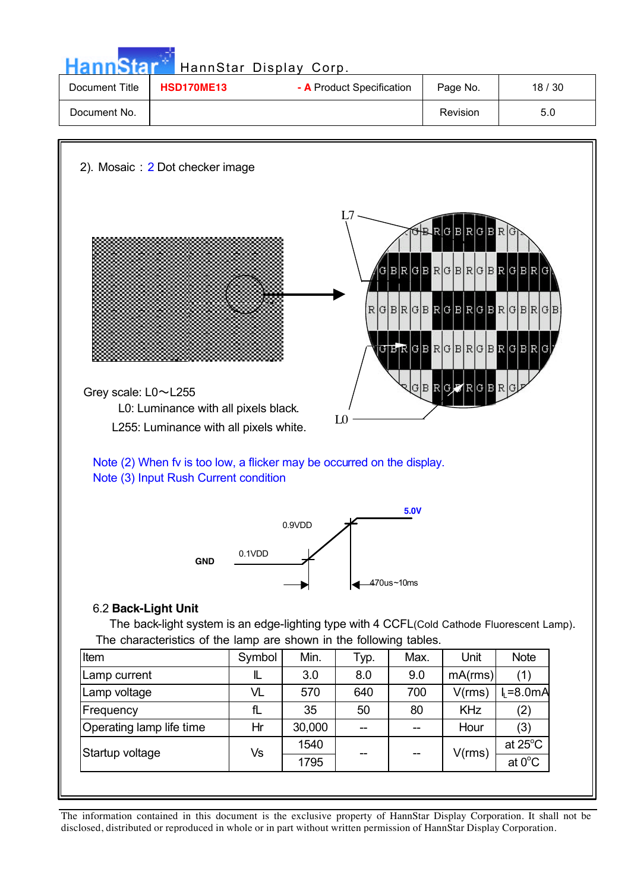2). Mosaic : 2 Dot checker image

L7

L0

Grey scale: L0～L255

L0: Luminance with all pixels black.

L255: Luminance with all pixels white.

Note (2) When fv is too low, a flicker may be occurred on the display.

Note (3) Input Rush Current condition

5.0V

0.9VDD

0.1VDD

GND

470us~10ms

6.2 **Back-Light Unit**

The back-light system is an edge-lighting type with 4 CCFL(Cold Cathode Fluorescent Lamp).

The characteristics of the lamp are shown in the following tables.

| Item | Symbol | Min. | Typ. | Max. | Unit | Note |
|---|---|---|---|---|---|---|
| Lamp current | IL | 3.0 | 8.0 | 9.0 | mA(rms) | (1) |
| Lamp voltage | VL | 570 | 640 | 700 | V(rms) | $I_L$=8.0mA |
| Frequency | fL | 35 | 50 | 80 | KHz | (2) |
| Operating lamp life time | Hr | 30,000 | -- | -- | Hour | (3) |
| Startup voltage | Vs | 1540 | -- | -- | V(rms) | at 25°C |
| | | 1795 | | | | at 0°C |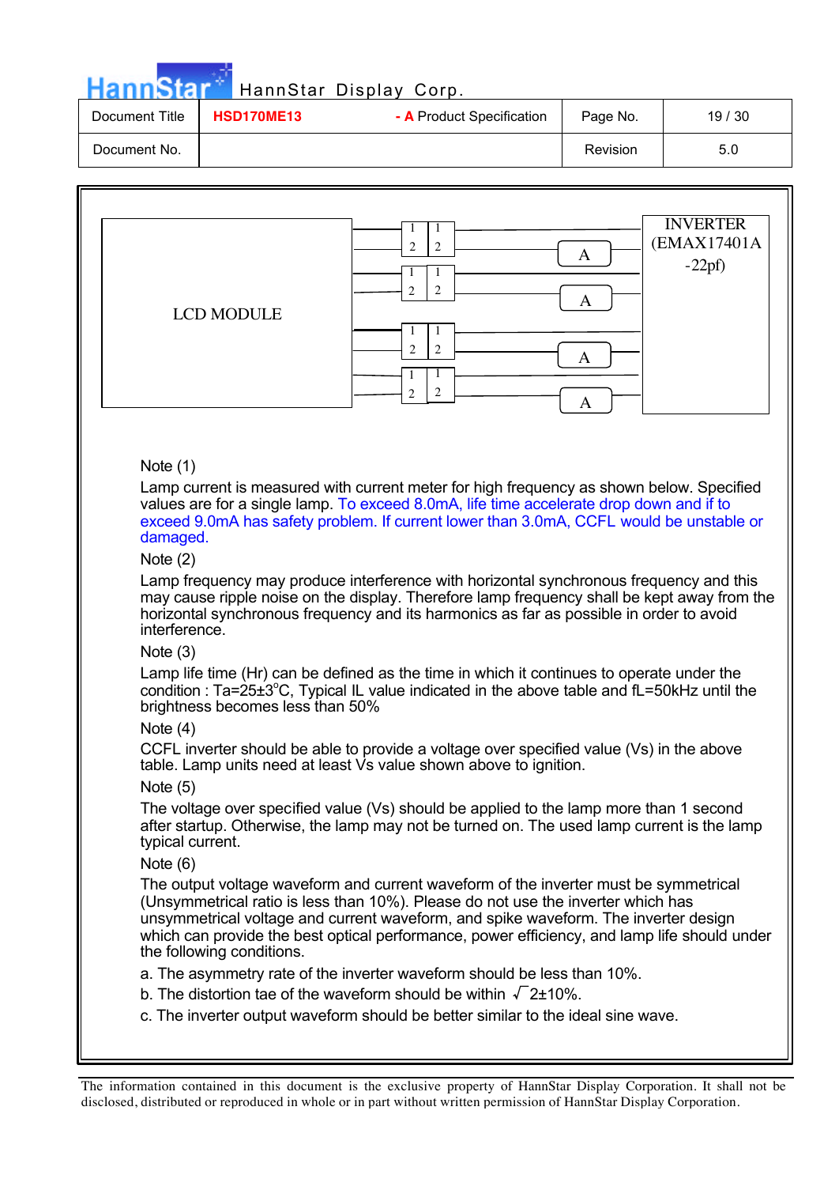LCD MODULE

INVERTER (EMAX17401A -22pf)

Note (1)

Lamp current is measured with current meter for high frequency as shown below. Specified values are for a single lamp. To exceed 8.0mA, life time accelerate drop down and if to exceed 9.0mA has safety problem. If current lower than 3.0mA, CCFL would be unstable or damaged.

Note (2)

Lamp frequency may produce interference with horizontal synchronous frequency and this may cause ripple noise on the display. Therefore lamp frequency shall be kept away from the horizontal synchronous frequency and its harmonics as far as possible in order to avoid interference.

Note (3)

Lamp life time (Hr) can be defined as the time in which it continues to operate under the condition : Ta=25±3°C, Typical IL value indicated in the above table and fL=50kHz until the brightness becomes less than 50%

Note (4)

CCFL inverter should be able to provide a voltage over specified value (Vs) in the above table. Lamp units need at least Vs value shown above to ignition.

Note (5)

The voltage over specified value (Vs) should be applied to the lamp more than 1 second after startup. Otherwise, the lamp may not be turned on. The used lamp current is the lamp typical current.

Note (6)

The output voltage waveform and current waveform of the inverter must be symmetrical (Unsymmetrical ratio is less than 10%). Please do not use the inverter which has unsymmetrical voltage and current waveform, and spike waveform. The inverter design which can provide the best optical performance, power efficiency, and lamp life should under the following conditions.

a. The asymmetry rate of the inverter waveform should be less than 10%.

b. The distortion tae of the waveform should be within $\sqrt{2}$±10%.

c. The inverter output waveform should be better similar to the ideal sine wave.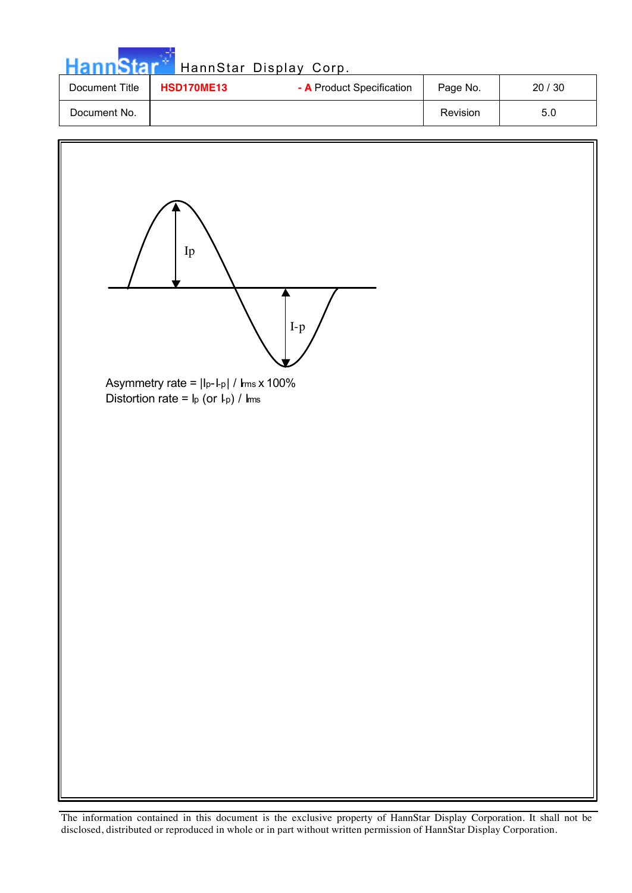Ip

I-p

Asymmetry rate = $|I_p - I_{-p}| / I_{rms} \times 100\%$

Distortion rate = $I_p$ (or $I_{-p}$) / $I_{rms}$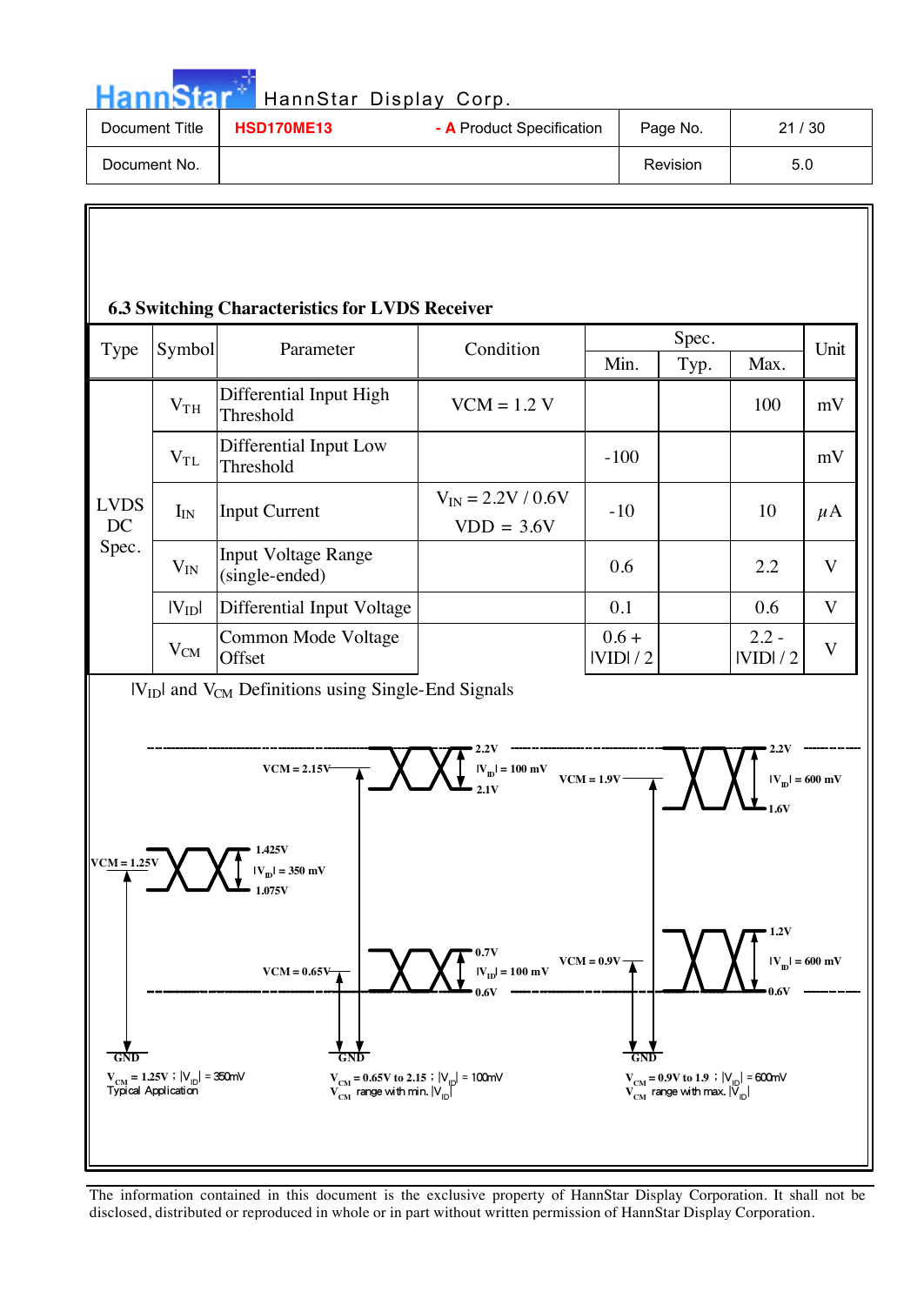### 6.3 Switching Characteristics for LVDS Receiver

| Type | Symbol | Parameter | Condition | Spec. Min. | Spec. Typ. | Spec. Max. | Unit |
|---|---|---|---|---|---|---|---|
| LVDS DC Spec. | $V_{TH}$ | Differential Input High Threshold | VCM = 1.2 V | | | 100 | mV |
| | $V_{TL}$ | Differential Input Low Threshold | | -100 | | | mV |
| | $I_{IN}$ | Input Current | $V_{IN}$ = 2.2V / 0.6V VDD = 3.6V | -10 | | 10 | $\mu$A |
| | $V_{IN}$ | Input Voltage Range (single-ended) | | 0.6 | | 2.2 | V |
| | $\|V_{ID}\|$ | Differential Input Voltage | | 0.1 | | 0.6 | V |
| | $V_{CM}$ | Common Mode Voltage Offset | | 0.6 + \|VID\| / 2 | | 2.2 - \|VID\| / 2 | V |

$|V_{ID}|$ and $V_{CM}$ Definitions using Single-End Signals

$V_{CM}$ = 1.25V ; $|V_{ID}|$ = 350mV Typical Application

$V_{CM}$ = 0.65V to 2.15 ; $|V_{ID}|$ = 100mV $V_{CM}$ range with min. $|V_{ID}|$

$V_{CM}$ = 0.9V to 1.9 ; $|V_{ID}|$ = 600mV $V_{CM}$ range with max. $|V_{ID}|$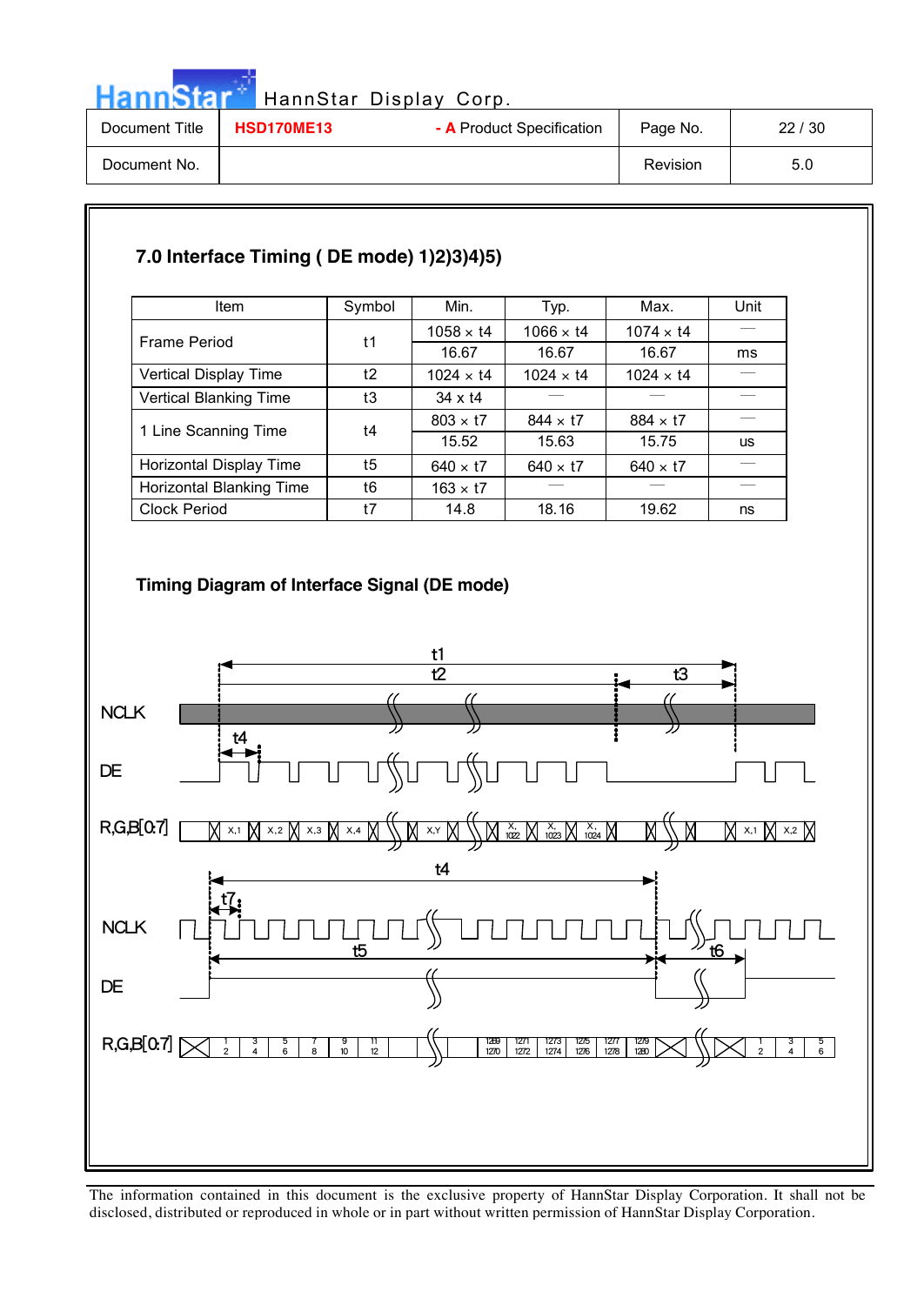## 7.0 Interface Timing ( DE mode) 1)2)3)4)5)

| Item | Symbol | Min. | Typ. | Max. | Unit |
|---|---|---|---|---|---|
| Frame Period | t1 | 1058 × t4 | 1066 × t4 | 1074 × t4 | — |
| | | 16.67 | 16.67 | 16.67 | ms |
| Vertical Display Time | t2 | 1024 × t4 | 1024 × t4 | 1024 × t4 | — |
| Vertical Blanking Time | t3 | 34 x t4 | — | — | — |
| 1 Line Scanning Time | t4 | 803 × t7 | 844 × t7 | 884 × t7 | — |
| | | 15.52 | 15.63 | 15.75 | us |
| Horizontal Display Time | t5 | 640 × t7 | 640 × t7 | 640 × t7 | — |
| Horizontal Blanking Time | t6 | 163 × t7 | — | — | — |
| Clock Period | t7 | 14.8 | 18.16 | 19.62 | ns |

### Timing Diagram of Interface Signal (DE mode)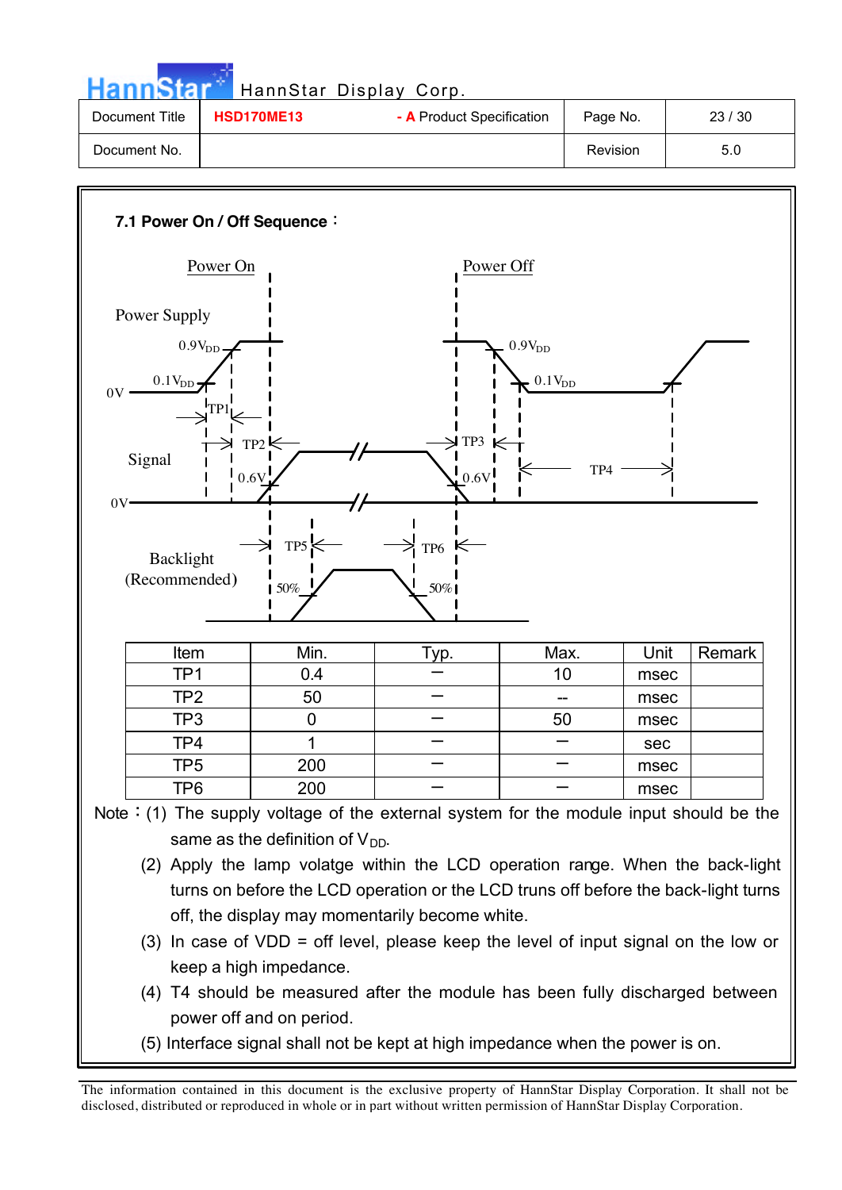### 7.1 Power On / Off Sequence：

Power On

Power Off

Power Supply

$0.9V_{DD}$

$0.1V_{DD}$

0V

TP1

TP2

TP3

TP4

Signal

0.6V

0V

TP5

TP6

Backlight (Recommended)

50%

| Item | Min. | Typ. | Max. | Unit | Remark |
|---|---|---|---|---|---|
| TP1 | 0.4 | — | 10 | msec | |
| TP2 | 50 | — | -- | msec | |
| TP3 | 0 | — | 50 | msec | |
| TP4 | 1 | — | — | sec | |
| TP5 | 200 | — | — | msec | |
| TP6 | 200 | — | — | msec | |

Note：(1) The supply voltage of the external system for the module input should be the same as the definition of $V_{DD}$.

(2) Apply the lamp volatge within the LCD operation range. When the back-light turns on before the LCD operation or the LCD truns off before the back-light turns off, the display may momentarily become white.

(3) In case of VDD = off level, please keep the level of input signal on the low or keep a high impedance.

(4) T4 should be measured after the module has been fully discharged between power off and on period.

(5) Interface signal shall not be kept at high impedance when the power is on.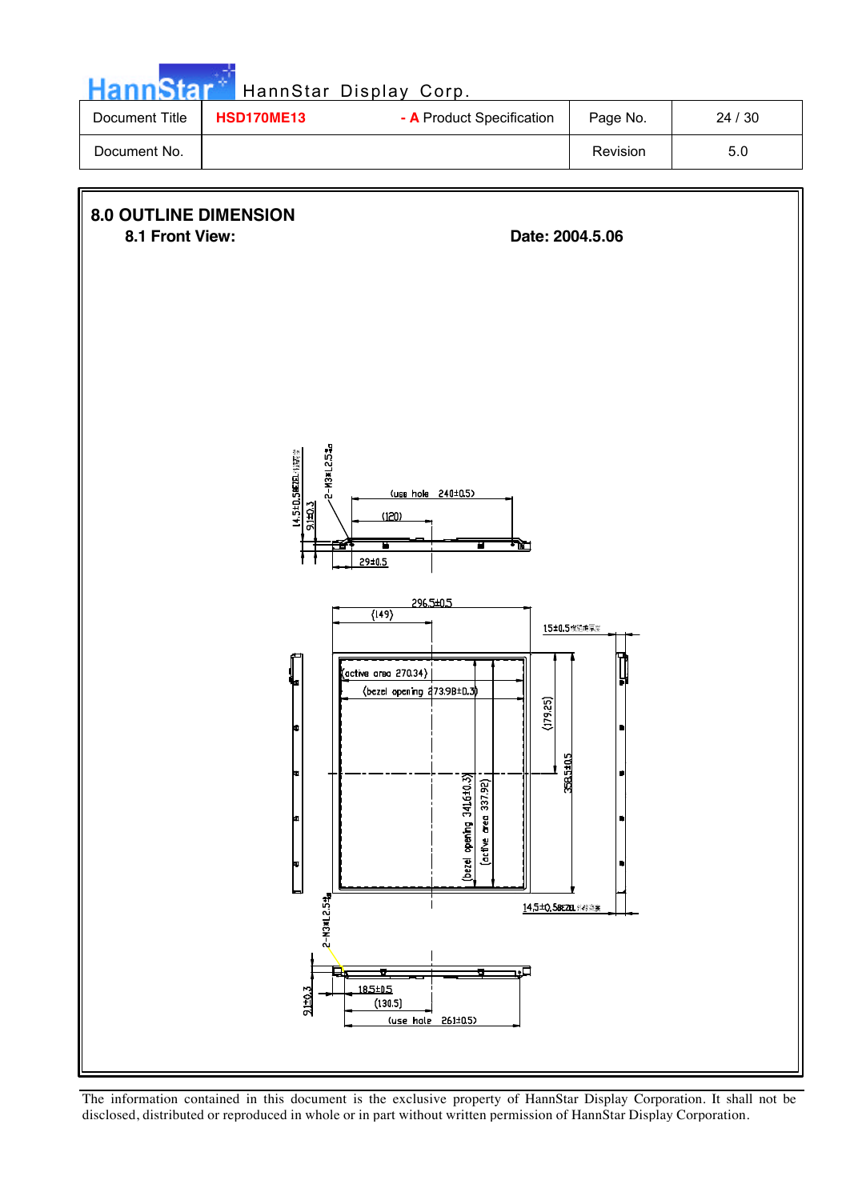## 8.0 OUTLINE DIMENSION

### 8.1 Front View:

**Date: 2004.5.06**

(use hole 240±0.5)

(120)

29±0.5

14.5±0.5

9.1±0.3

2-M3*L2.5

296.5±0.5

(149)

15±0.5

(active area 270.34)

(bezel opening 273.98±0.3)

(179.25)

358.5±0.5

(bezel opening 341.6±0.3)

(active area 337.92)

14.5±0.5

2-M3*L2.5

9.1±0.3

18.5±0.5

(130.5)

(use hole 261±0.5)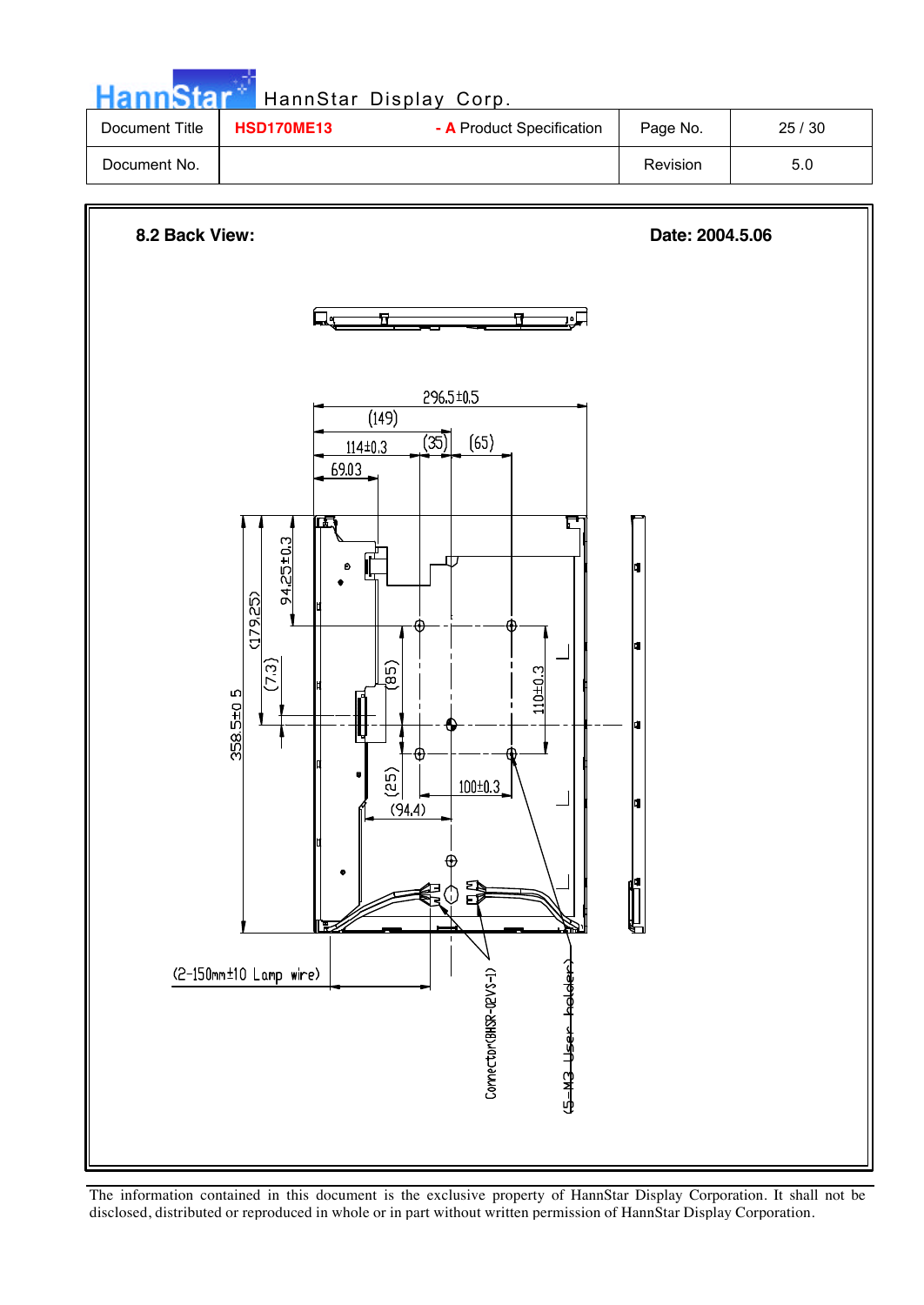### 8.2 Back View:

**Date: 2004.5.06**

296.5±0.5

(149)

114±0.3

(35)

(65)

69.03

358.5±0.5

(179.25)

94.25±0.3

(7.3)

(85)

110±0.3

(25)

100±0.3

(94.4)

(2-150mm±10 Lamp wire)

Connector(BHSR-02VS-1)

(5-M3 User holder)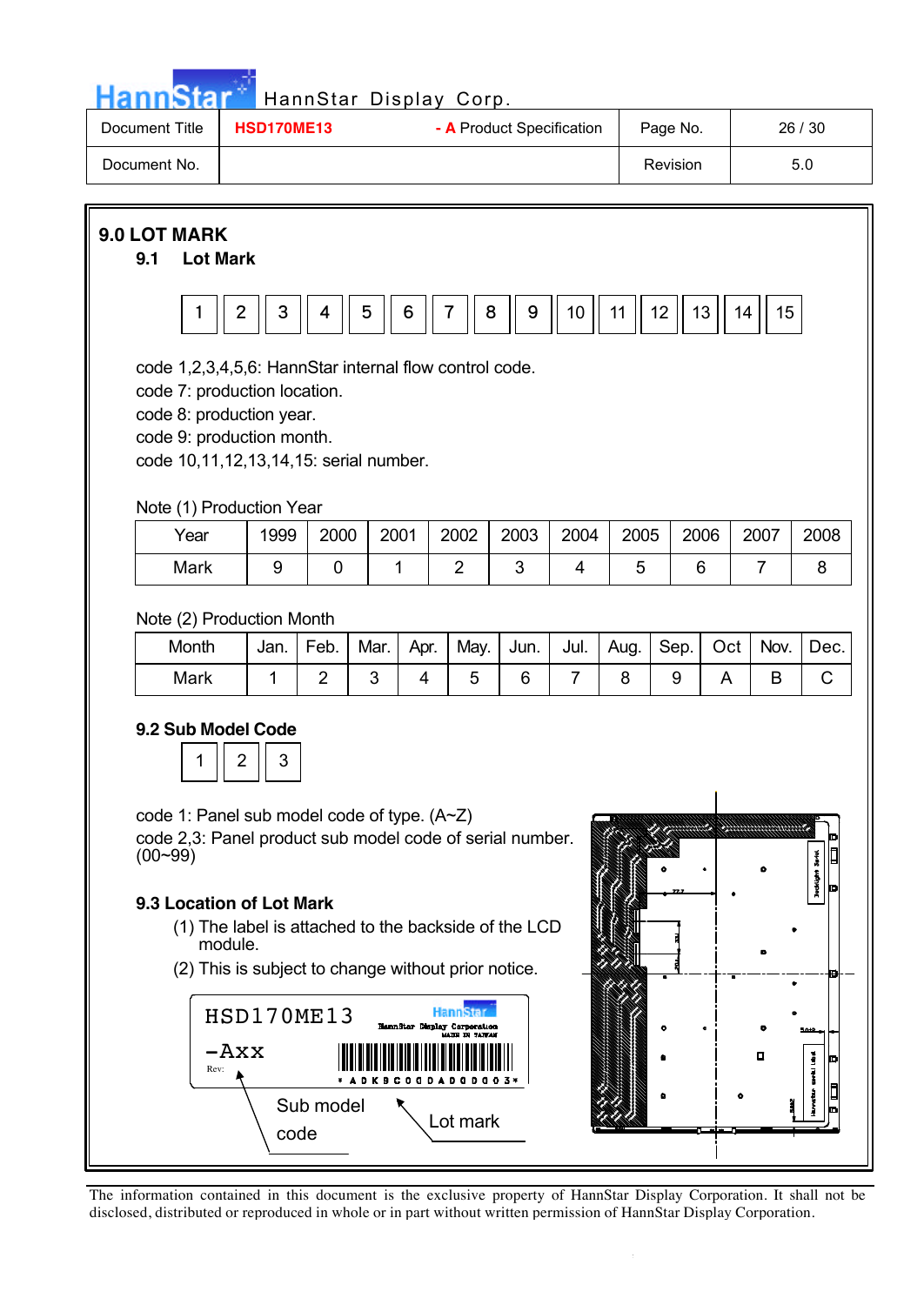## 9.0 LOT MARK

### 9.1 Lot Mark

| 1 | 2 | 3 | 4 | 5 | 6 | 7 | 8 | 9 | 10 | 11 | 12 | 13 | 14 | 15 |
|---|---|---|---|---|---|---|---|---|---|---|---|---|---|---|

code 1,2,3,4,5,6: HannStar internal flow control code.
code 7: production location.
code 8: production year.
code 9: production month.
code 10,11,12,13,14,15: serial number.

Note (1) Production Year

| Year | 1999 | 2000 | 2001 | 2002 | 2003 | 2004 | 2005 | 2006 | 2007 | 2008 |
|---|---|---|---|---|---|---|---|---|---|---|
| Mark | 9 | 0 | 1 | 2 | 3 | 4 | 5 | 6 | 7 | 8 |

Note (2) Production Month

| Month | Jan. | Feb. | Mar. | Apr. | May. | Jun. | Jul. | Aug. | Sep. | Oct | Nov. | Dec. |
|---|---|---|---|---|---|---|---|---|---|---|---|---|
| Mark | 1 | 2 | 3 | 4 | 5 | 6 | 7 | 8 | 9 | A | B | C |

### 9.2 Sub Model Code

| 1 | 2 | 3 |
|---|---|---|

code 1: Panel sub model code of type. (A~Z)
code 2,3: Panel product sub model code of serial number. (00~99)

### 9.3 Location of Lot Mark

(1) The label is attached to the backside of the LCD module.
(2) This is subject to change without prior notice.

HSD170ME13
-Axx
Rev:
HannStar
HannStar Display Corporation
MADE IN TAIWAN
* A D K 9 C 0 0 0 A D 0 0 0 0 3 *

Sub model code
Lot mark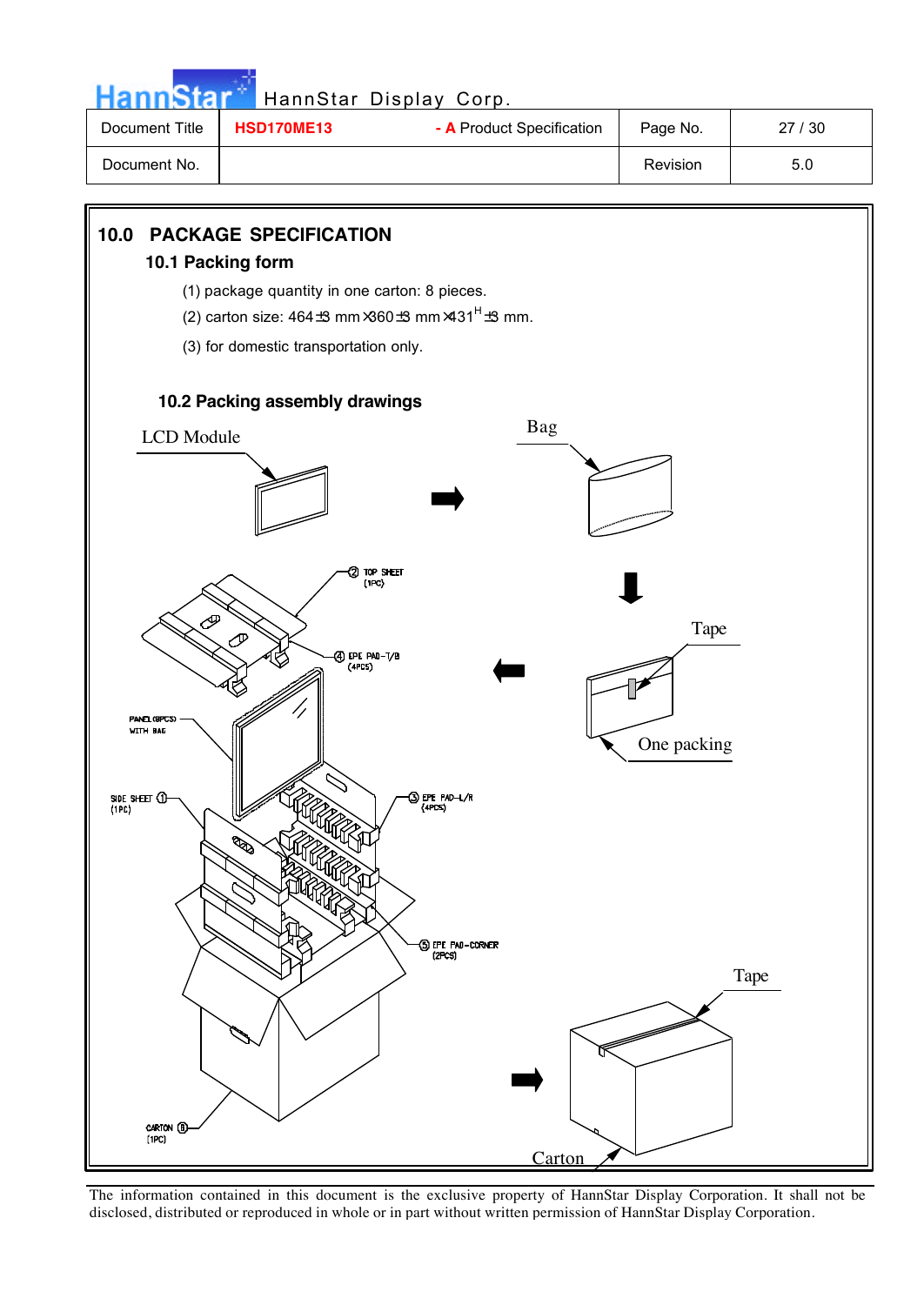## 10.0 PACKAGE SPECIFICATION

### 10.1 Packing form

(1) package quantity in one carton: 8 pieces.

(2) carton size: 464±3 mm×360±3 mm×431^H±3 mm.

(3) for domestic transportation only.

### 10.2 Packing assembly drawings

LCD Module

Bag

Tape

One packing

② TOP SHEET (1PC)

④ EPE PAD-T/B (4PCS)

PANEL(8PCS) WITH BAG

SIDE SHEET ① (1PC)

③ EPE PAD-L/R (4PCS)

⑤ EPE PAD-CORNER (2PCS)

CARTON ⑥ (1PC)

Tape

Carton

The information contained in this document is the exclusive property of HannStar Display Corporation. It shall not be disclosed, distributed or reproduced in whole or in part without written permission of HannStar Display Corporation.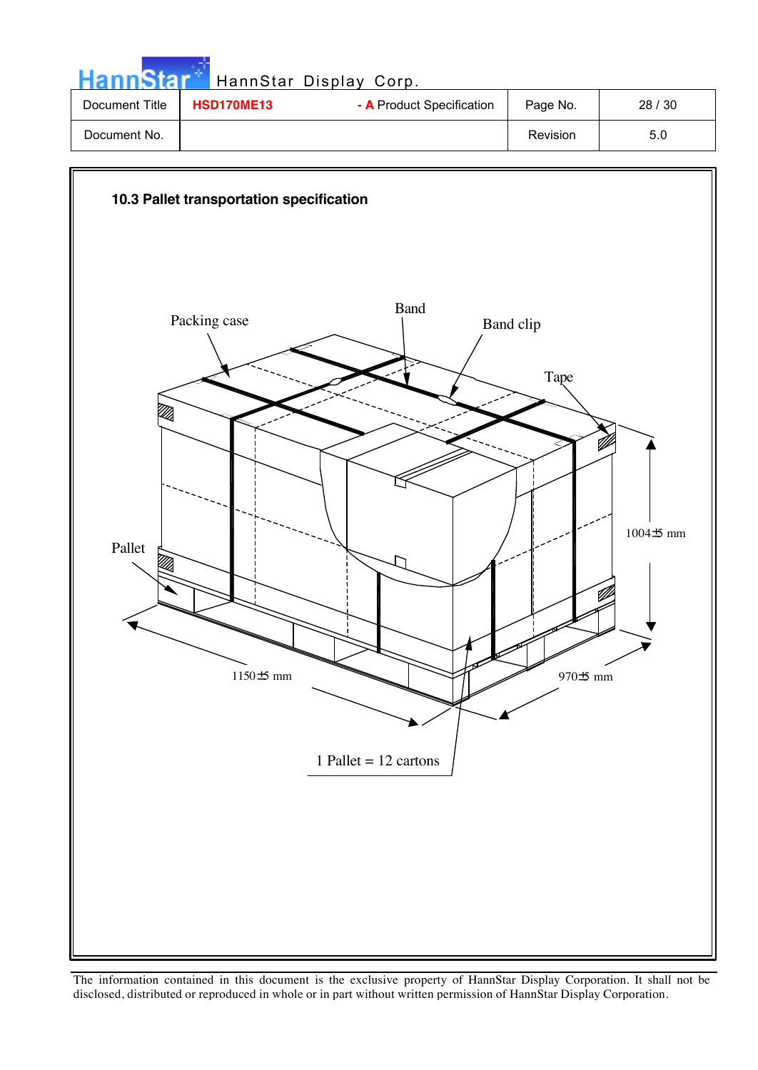### 10.3 Pallet transportation specification

Packing case

Band

Band clip

Tape

Pallet

1004±5 mm

1150±5 mm

970±5 mm

1 Pallet = 12 cartons

The information contained in this document is the exclusive property of HannStar Display Corporation. It shall not be disclosed, distributed or reproduced in whole or in part without written permission of HannStar Display Corporation.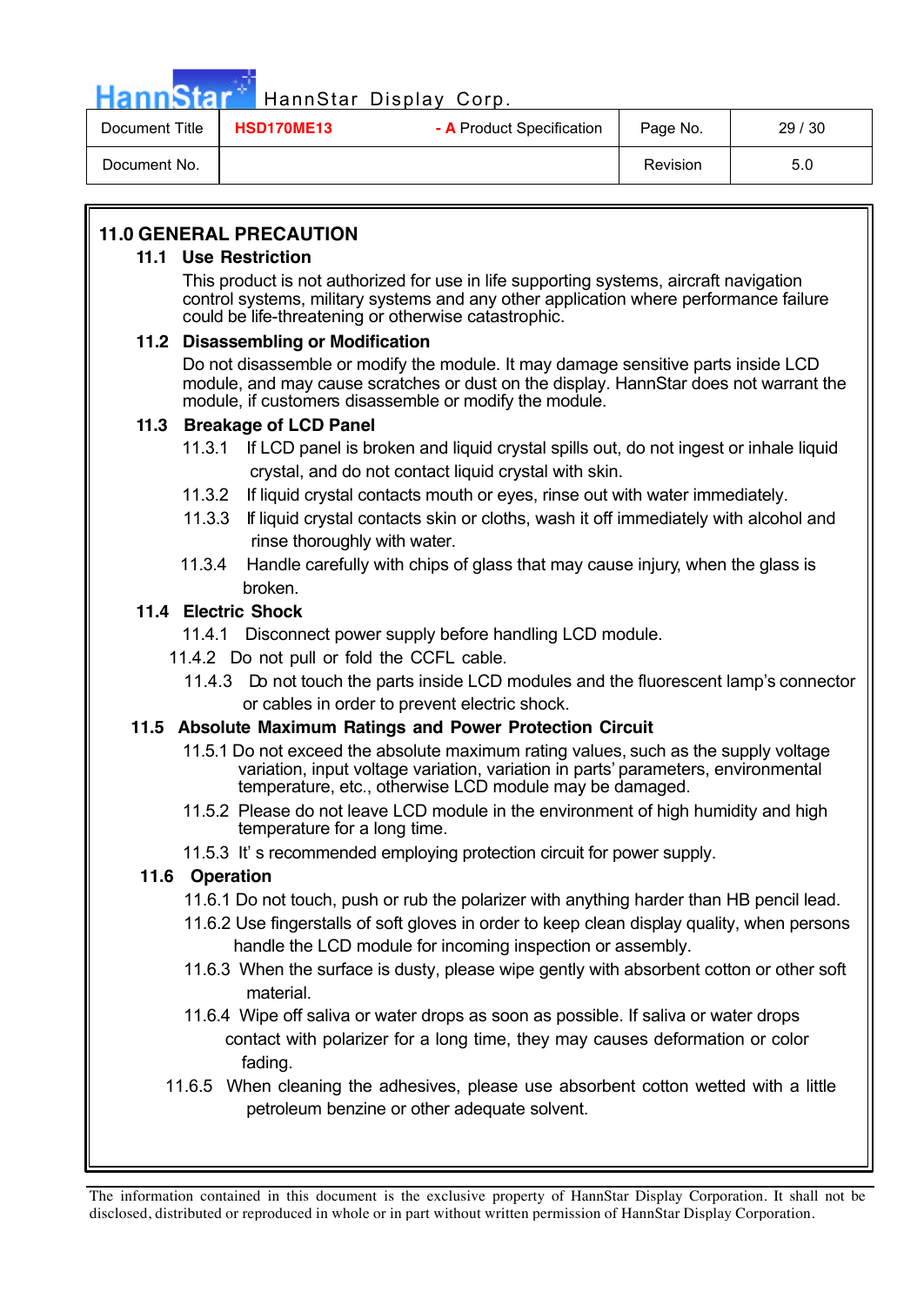## 11.0 GENERAL PRECAUTION

### 11.1 Use Restriction

This product is not authorized for use in life supporting systems, aircraft navigation control systems, military systems and any other application where performance failure could be life-threatening or otherwise catastrophic.

### 11.2 Disassembling or Modification

Do not disassemble or modify the module. It may damage sensitive parts inside LCD module, and may cause scratches or dust on the display. HannStar does not warrant the module, if customers disassemble or modify the module.

### 11.3 Breakage of LCD Panel

11.3.1 If LCD panel is broken and liquid crystal spills out, do not ingest or inhale liquid crystal, and do not contact liquid crystal with skin.

11.3.2 If liquid crystal contacts mouth or eyes, rinse out with water immediately.

11.3.3 If liquid crystal contacts skin or cloths, wash it off immediately with alcohol and rinse thoroughly with water.

11.3.4 Handle carefully with chips of glass that may cause injury, when the glass is broken.

### 11.4 Electric Shock

11.4.1 Disconnect power supply before handling LCD module.

11.4.2 Do not pull or fold the CCFL cable.

11.4.3 Do not touch the parts inside LCD modules and the fluorescent lamp's connector or cables in order to prevent electric shock.

### 11.5 Absolute Maximum Ratings and Power Protection Circuit

11.5.1 Do not exceed the absolute maximum rating values, such as the supply voltage variation, input voltage variation, variation in parts' parameters, environmental temperature, etc., otherwise LCD module may be damaged.

11.5.2 Please do not leave LCD module in the environment of high humidity and high temperature for a long time.

11.5.3 It' s recommended employing protection circuit for power supply.

### 11.6 Operation

11.6.1 Do not touch, push or rub the polarizer with anything harder than HB pencil lead.

11.6.2 Use fingerstalls of soft gloves in order to keep clean display quality, when persons handle the LCD module for incoming inspection or assembly.

11.6.3 When the surface is dusty, please wipe gently with absorbent cotton or other soft material.

11.6.4 Wipe off saliva or water drops as soon as possible. If saliva or water drops contact with polarizer for a long time, they may causes deformation or color fading.

11.6.5 When cleaning the adhesives, please use absorbent cotton wetted with a little petroleum benzine or other adequate solvent.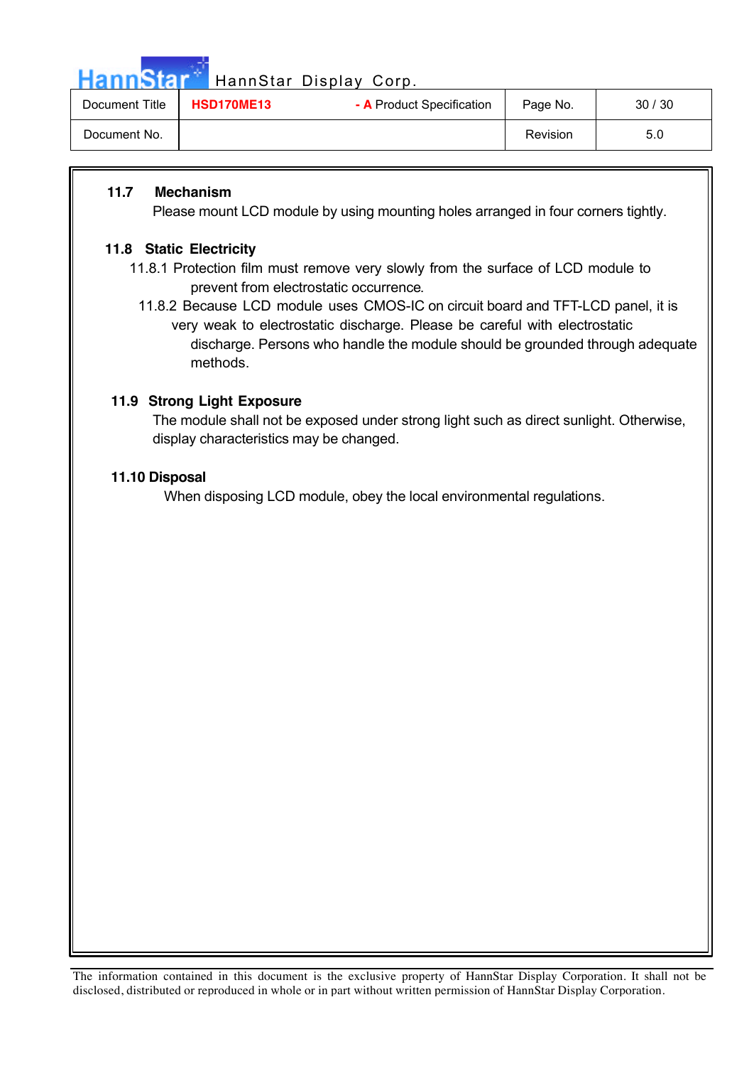### 11.7 Mechanism

Please mount LCD module by using mounting holes arranged in four corners tightly.

### 11.8 Static Electricity

11.8.1 Protection film must remove very slowly from the surface of LCD module to prevent from electrostatic occurrence.

11.8.2 Because LCD module uses CMOS-IC on circuit board and TFT-LCD panel, it is very weak to electrostatic discharge. Please be careful with electrostatic discharge. Persons who handle the module should be grounded through adequate methods.

### 11.9 Strong Light Exposure

The module shall not be exposed under strong light such as direct sunlight. Otherwise, display characteristics may be changed.

### 11.10 Disposal

When disposing LCD module, obey the local environmental regulations.